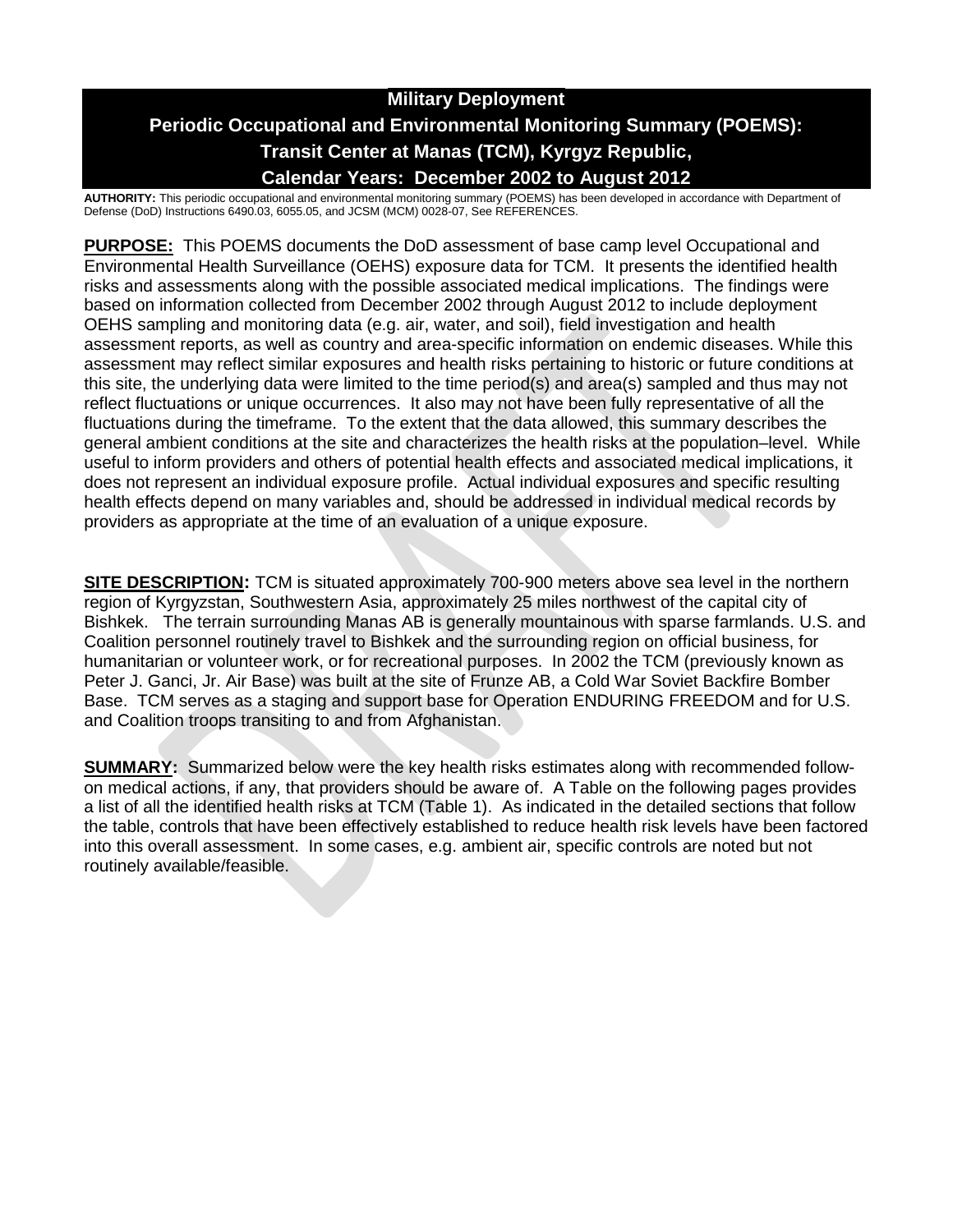# Military Deployment

# Periodic Occupational and Environmental Monitoring Summary (POEMS): Transit Center at Manas (TCM), Kyrgyz Republic, Calendar Years: December 2002 to August 2012

**AUTHORITY:** This periodic occupational and environmental monitoring summary (POEMS) has been developed in accordance with Department of Defense (DoD) Instructions 6490.03, 6055.05, and JCSM (MCM) 0028-07, See REFERENCES.

**PURPOSE:** This POEMS documents the DoD assessment of base camp level Occupational and Environmental Health Surveillance (OEHS) exposure data for TCM. It presents the identified health risks and assessments along with the possible associated medical implications. The findings were based on information collected from December 2002 through August 2012 to include deployment OEHS sampling and monitoring data (e.g. air, water, and soil), field investigation and health assessment reports, as well as country and area-specific information on endemic diseases. While this assessment may reflect similar exposures and health risks pertaining to historic or future conditions at this site, the underlying data were limited to the time period(s) and area(s) sampled and thus may not reflect fluctuations or unique occurrences. It also may not have been fully representative of all the fluctuations during the timeframe. To the extent that the data allowed, this summary describes the general ambient conditions at the site and characterizes the health risks at the population–level. While useful to inform providers and others of potential health effects and associated medical implications, it does not represent an individual exposure profile. Actual individual exposures and specific resulting health effects depend on many variables and, should be addressed in individual medical records by providers as appropriate at the time of an evaluation of a unique exposure.

**SITE DESCRIPTION:** TCM is situated approximately 700-900 meters above sea level in the northern region of Kyrgyzstan, Southwestern Asia, approximately 25 miles northwest of the capital city of Bishkek. The terrain surrounding Manas AB is generally mountainous with sparse farmlands. U.S. and Coalition personnel routinely travel to Bishkek and the surrounding region on official business, for humanitarian or volunteer work, or for recreational purposes. In 2002 the TCM (previously known as Peter J. Ganci, Jr. Air Base) was built at the site of Frunze AB, a Cold War Soviet Backfire Bomber Base. TCM serves as a staging and support base for Operation ENDURING FREEDOM and for U.S. and Coalition troops transiting to and from Afghanistan.

**SUMMARY:** Summarized below were the key health risks estimates along with recommended follow-on medical actions, if any, that providers should be aware of. A Table on the following pages provides a list of all the identified health risks at TCM (Table 1). As indicated in the detailed sections that follow the table, controls that have been effectively established to reduce health risk levels have been factored into this overall assessment. In some cases, e.g. ambient air, specific controls are noted but not routinely available/feasible.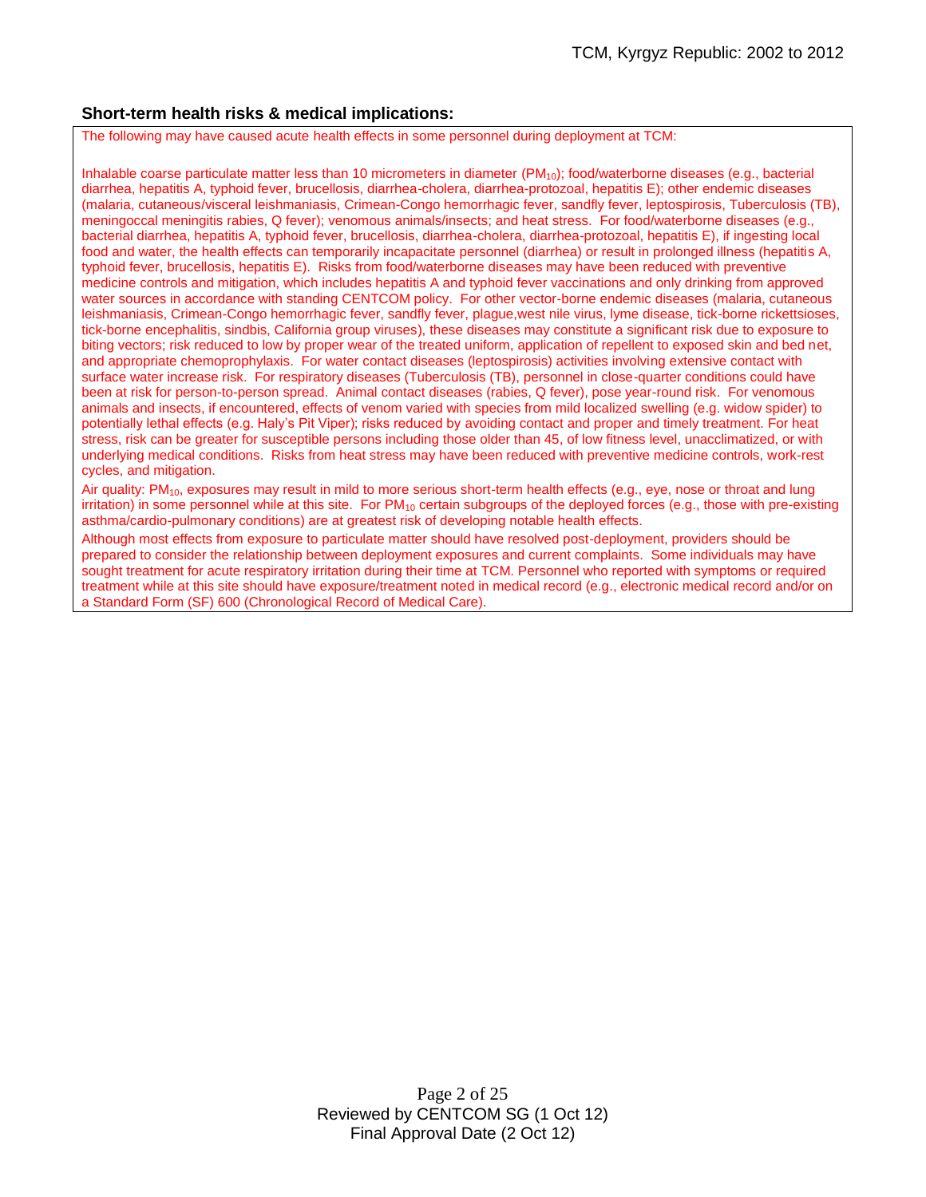## Short-term health risks & medical implications:

The following may have caused acute health effects in some personnel during deployment at TCM:

Inhalable coarse particulate matter less than 10 micrometers in diameter ($PM_{10}$); food/waterborne diseases (e.g., bacterial diarrhea, hepatitis A, typhoid fever, brucellosis, diarrhea-cholera, diarrhea-protozoal, hepatitis E); other endemic diseases (malaria, cutaneous/visceral leishmaniasis, Crimean-Congo hemorrhagic fever, sandfly fever, leptospirosis, Tuberculosis (TB), meningoccal meningitis rabies, Q fever); venomous animals/insects; and heat stress. For food/waterborne diseases (e.g., bacterial diarrhea, hepatitis A, typhoid fever, brucellosis, diarrhea-cholera, diarrhea-protozoal, hepatitis E), if ingesting local food and water, the health effects can temporarily incapacitate personnel (diarrhea) or result in prolonged illness (hepatitis A, typhoid fever, brucellosis, hepatitis E). Risks from food/waterborne diseases may have been reduced with preventive medicine controls and mitigation, which includes hepatitis A and typhoid fever vaccinations and only drinking from approved water sources in accordance with standing CENTCOM policy. For other vector-borne endemic diseases (malaria, cutaneous leishmaniasis, Crimean-Congo hemorrhagic fever, sandfly fever, plague,west nile virus, lyme disease, tick-borne rickettsioses, tick-borne encephalitis, sindbis, California group viruses), these diseases may constitute a significant risk due to exposure to biting vectors; risk reduced to low by proper wear of the treated uniform, application of repellent to exposed skin and bed net, and appropriate chemoprophylaxis. For water contact diseases (leptospirosis) activities involving extensive contact with surface water increase risk. For respiratory diseases (Tuberculosis (TB), personnel in close-quarter conditions could have been at risk for person-to-person spread. Animal contact diseases (rabies, Q fever), pose year-round risk. For venomous animals and insects, if encountered, effects of venom varied with species from mild localized swelling (e.g. widow spider) to potentially lethal effects (e.g. Haly's Pit Viper); risks reduced by avoiding contact and proper and timely treatment. For heat stress, risk can be greater for susceptible persons including those older than 45, of low fitness level, unacclimatized, or with underlying medical conditions. Risks from heat stress may have been reduced with preventive medicine controls, work-rest cycles, and mitigation.

Air quality: $PM_{10}$, exposures may result in mild to more serious short-term health effects (e.g., eye, nose or throat and lung irritation) in some personnel while at this site. For $PM_{10}$ certain subgroups of the deployed forces (e.g., those with pre-existing asthma/cardio-pulmonary conditions) are at greatest risk of developing notable health effects.

Although most effects from exposure to particulate matter should have resolved post-deployment, providers should be prepared to consider the relationship between deployment exposures and current complaints. Some individuals may have sought treatment for acute respiratory irritation during their time at TCM. Personnel who reported with symptoms or required treatment while at this site should have exposure/treatment noted in medical record (e.g., electronic medical record and/or on a Standard Form (SF) 600 (Chronological Record of Medical Care).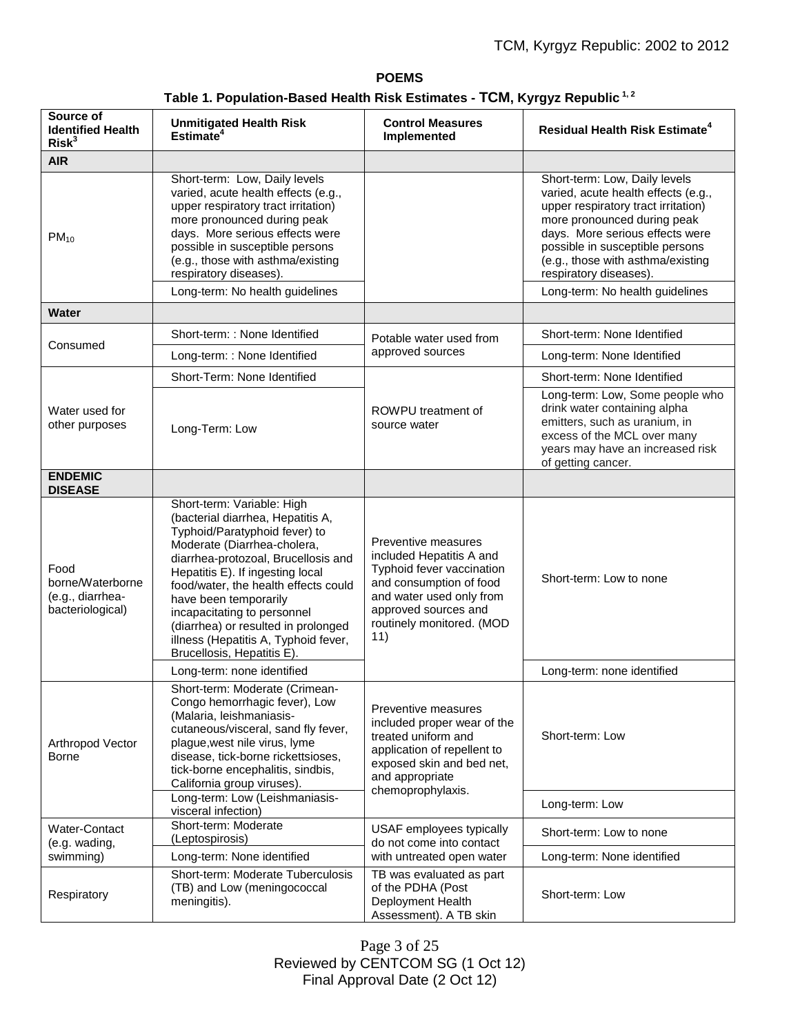**POEMS**

**Table 1. Population-Based Health Risk Estimates - TCM, Kyrgyz Republic [1, 2]**

| Source of Identified Health Risk[3] | Unmitigated Health Risk Estimate[4] | Control Measures Implemented | Residual Health Risk Estimate[4] |
|---|---|---|---|
| **AIR** | | | |
| $PM_{10}$ | Short-term: Low, Daily levels varied, acute health effects (e.g., upper respiratory tract irritation) more pronounced during peak days. More serious effects were possible in susceptible persons (e.g., those with asthma/existing respiratory diseases). | | Short-term: Low, Daily levels varied, acute health effects (e.g., upper respiratory tract irritation) more pronounced during peak days. More serious effects were possible in susceptible persons (e.g., those with asthma/existing respiratory diseases). |
| | Long-term: No health guidelines | | Long-term: No health guidelines |
| **Water** | | | |
| Consumed | Short-term: : None Identified | Potable water used from approved sources | Short-term: None Identified |
| | Long-term: : None Identified | | Long-term: None Identified |
| Water used for other purposes | Short-Term: None Identified | ROWPU treatment of source water | Short-term: None Identified |
| | Long-Term: Low | | Long-term: Low, Some people who drink water containing alpha emitters, such as uranium, in excess of the MCL over many years may have an increased risk of getting cancer. |
| **ENDEMIC DISEASE** | | | |
| Food borne/Waterborne (e.g., diarrhea-bacteriological) | Short-term: Variable: High (bacterial diarrhea, Hepatitis A, Typhoid/Paratyphoid fever) to Moderate (Diarrhea-cholera, diarrhea-protozoal, Brucellosis and Hepatitis E). If ingesting local food/water, the health effects could have been temporarily incapacitating to personnel (diarrhea) or resulted in prolonged illness (Hepatitis A, Typhoid fever, Brucellosis, Hepatitis E). | Preventive measures included Hepatitis A and Typhoid fever vaccination and consumption of food and water used only from approved sources and routinely monitored. (MOD 11) | Short-term: Low to none |
| | Long-term: none identified | | Long-term: none identified |
| Arthropod Vector Borne | Short-term: Moderate (Crimean-Congo hemorrhagic fever), Low (Malaria, leishmaniasis-cutaneous/visceral, sand fly fever, plague,west nile virus, lyme disease, tick-borne rickettsioses, tick-borne encephalitis, sindbis, California group viruses). | Preventive measures included proper wear of the treated uniform and application of repellent to exposed skin and bed net, and appropriate chemoprophylaxis. | Short-term: Low |
| | Long-term: Low (Leishmaniasis-visceral infection) | | Long-term: Low |
| Water-Contact (e.g. wading, swimming) | Short-term: Moderate (Leptospirosis) | USAF employees typically do not come into contact with untreated open water | Short-term: Low to none |
| | Long-term: None identified | | Long-term: None identified |
| Respiratory | Short-term: Moderate Tuberculosis (TB) and Low (meningococcal meningitis). | TB was evaluated as part of the PDHA (Post Deployment Health Assessment). A TB skin | Short-term: Low |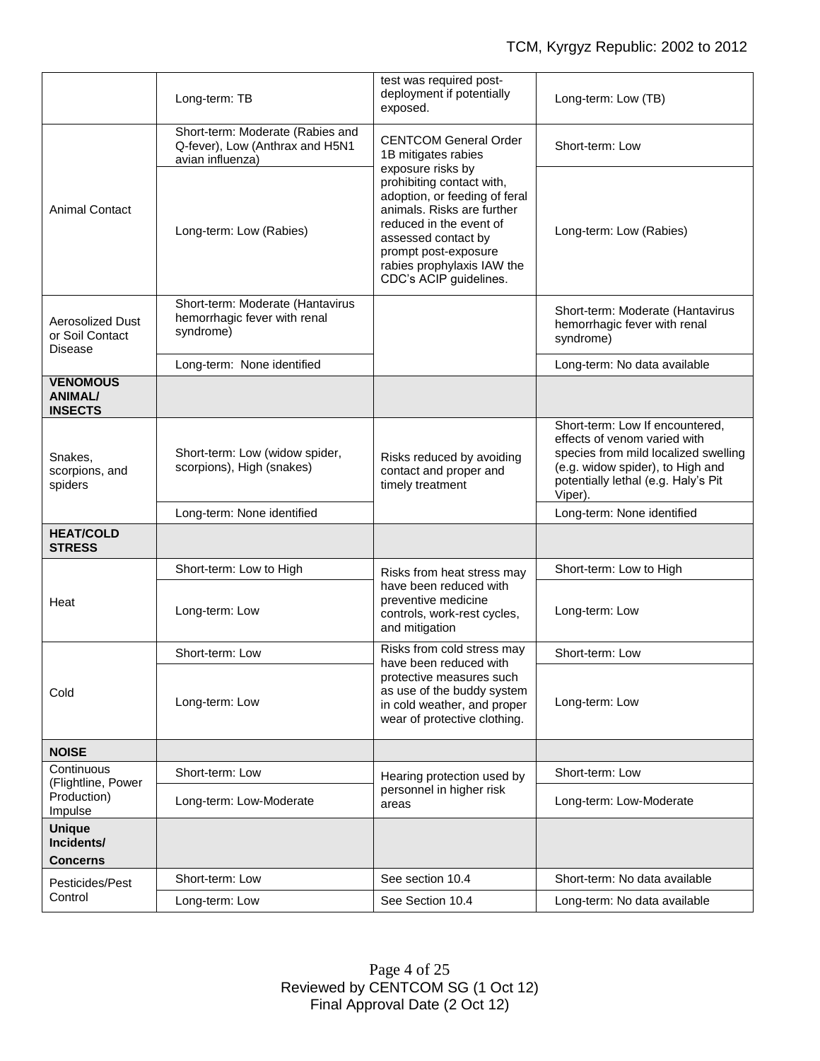| | Long-term: TB | test was required post-deployment if potentially exposed. | Long-term: Low (TB) |
|---|---|---|---|
| Animal Contact | Short-term: Moderate (Rabies and Q-fever), Low (Anthrax and H5N1 avian influenza) | CENTCOM General Order 1B mitigates rabies exposure risks by prohibiting contact with, adoption, or feeding of feral animals. Risks are further reduced in the event of assessed contact by prompt post-exposure rabies prophylaxis IAW the CDC's ACIP guidelines. | Short-term: Low |
| | Long-term: Low (Rabies) | | Long-term: Low (Rabies) |
| Aerosolized Dust or Soil Contact Disease | Short-term: Moderate (Hantavirus hemorrhagic fever with renal syndrome) | | Short-term: Moderate (Hantavirus hemorrhagic fever with renal syndrome) |
| | Long-term: None identified | | Long-term: No data available |
| **VENOMOUS ANIMAL/ INSECTS** | | | |
| Snakes, scorpions, and spiders | Short-term: Low (widow spider, scorpions), High (snakes) | Risks reduced by avoiding contact and proper and timely treatment | Short-term: Low If encountered, effects of venom varied with species from mild localized swelling (e.g. widow spider), to High and potentially lethal (e.g. Haly's Pit Viper). |
| | Long-term: None identified | | Long-term: None identified |
| **HEAT/COLD STRESS** | | | |
| Heat | Short-term: Low to High | Risks from heat stress may have been reduced with preventive medicine controls, work-rest cycles, and mitigation | Short-term: Low to High |
| | Long-term: Low | | Long-term: Low |
| Cold | Short-term: Low | Risks from cold stress may have been reduced with protective measures such as use of the buddy system in cold weather, and proper wear of protective clothing. | Short-term: Low |
| | Long-term: Low | | Long-term: Low |
| **NOISE** | | | |
| Continuous (Flightline, Power Production) Impulse | Short-term: Low | Hearing protection used by personnel in higher risk areas | Short-term: Low |
| | Long-term: Low-Moderate | | Long-term: Low-Moderate |
| **Unique Incidents/ Concerns** | | | |
| Pesticides/Pest Control | Short-term: Low | See section 10.4 | Short-term: No data available |
| | Long-term: Low | See Section 10.4 | Long-term: No data available |

Reviewed by CENTCOM SG (1 Oct 12)
Final Approval Date (2 Oct 12)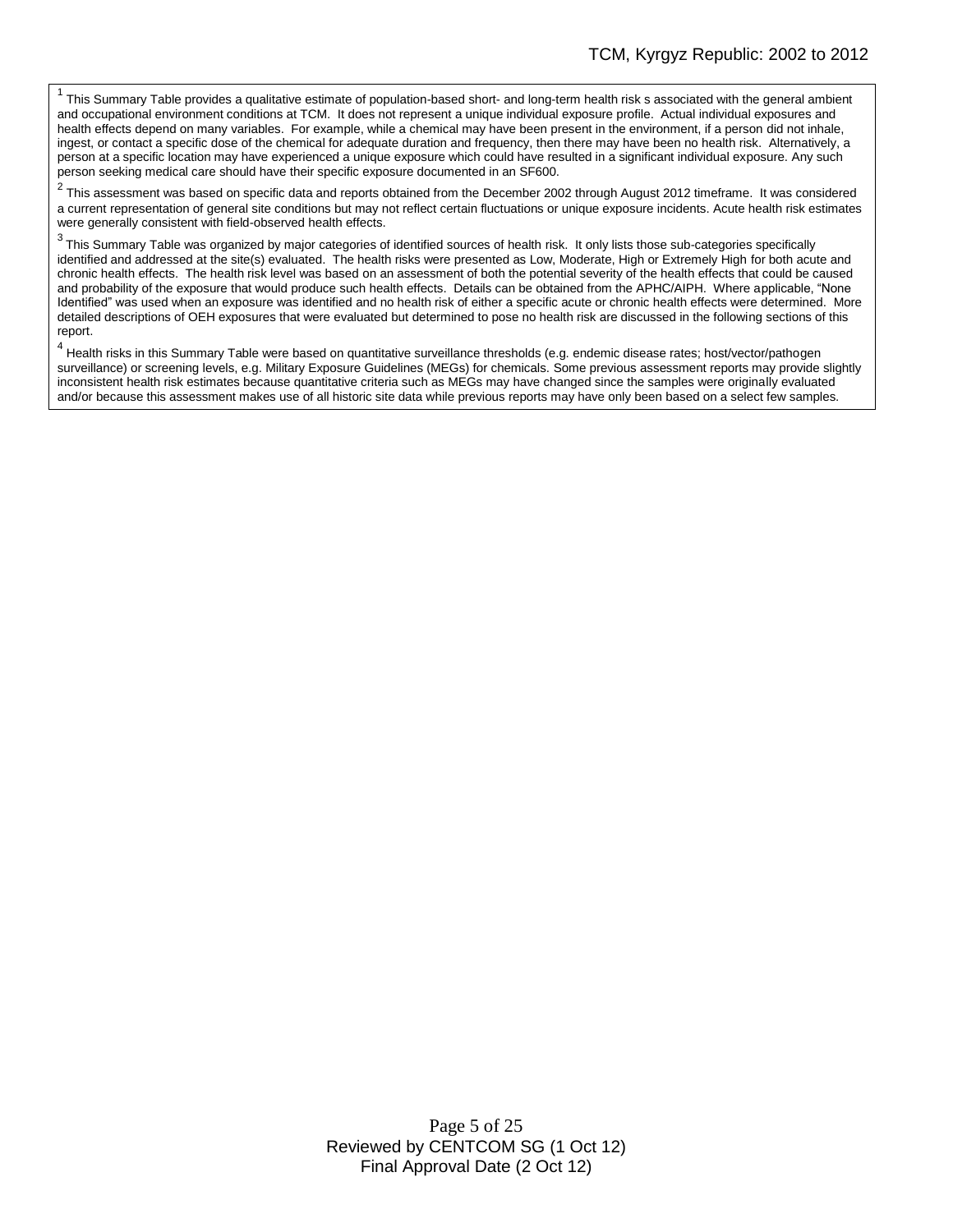[1] This Summary Table provides a qualitative estimate of population-based short- and long-term health risk s associated with the general ambient and occupational environment conditions at TCM. It does not represent a unique individual exposure profile. Actual individual exposures and health effects depend on many variables. For example, while a chemical may have been present in the environment, if a person did not inhale, ingest, or contact a specific dose of the chemical for adequate duration and frequency, then there may have been no health risk. Alternatively, a person at a specific location may have experienced a unique exposure which could have resulted in a significant individual exposure. Any such person seeking medical care should have their specific exposure documented in an SF600.

[2] This assessment was based on specific data and reports obtained from the December 2002 through August 2012 timeframe. It was considered a current representation of general site conditions but may not reflect certain fluctuations or unique exposure incidents. Acute health risk estimates were generally consistent with field-observed health effects.

[3] This Summary Table was organized by major categories of identified sources of health risk. It only lists those sub-categories specifically identified and addressed at the site(s) evaluated. The health risks were presented as Low, Moderate, High or Extremely High for both acute and chronic health effects. The health risk level was based on an assessment of both the potential severity of the health effects that could be caused and probability of the exposure that would produce such health effects. Details can be obtained from the APHC/AIPH. Where applicable, "None Identified" was used when an exposure was identified and no health risk of either a specific acute or chronic health effects were determined. More detailed descriptions of OEH exposures that were evaluated but determined to pose no health risk are discussed in the following sections of this report.

[4] Health risks in this Summary Table were based on quantitative surveillance thresholds (e.g. endemic disease rates; host/vector/pathogen surveillance) or screening levels, e.g. Military Exposure Guidelines (MEGs) for chemicals. Some previous assessment reports may provide slightly inconsistent health risk estimates because quantitative criteria such as MEGs may have changed since the samples were originally evaluated and/or because this assessment makes use of all historic site data while previous reports may have only been based on a select few samples.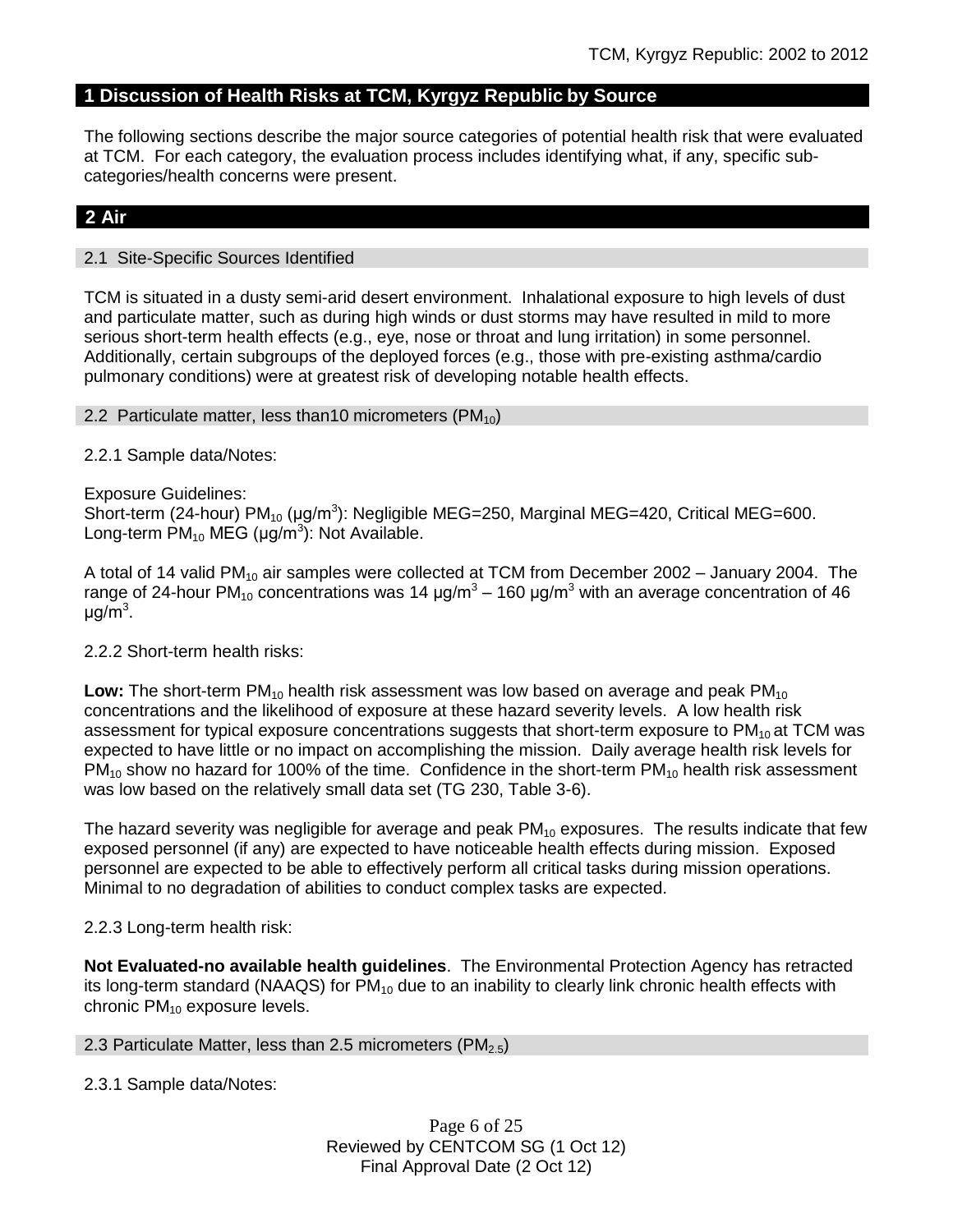## 1 Discussion of Health Risks at TCM, Kyrgyz Republic by Source

The following sections describe the major source categories of potential health risk that were evaluated at TCM. For each category, the evaluation process includes identifying what, if any, specific sub-categories/health concerns were present.

## 2 Air

### 2.1 Site-Specific Sources Identified

TCM is situated in a dusty semi-arid desert environment. Inhalational exposure to high levels of dust and particulate matter, such as during high winds or dust storms may have resulted in mild to more serious short-term health effects (e.g., eye, nose or throat and lung irritation) in some personnel. Additionally, certain subgroups of the deployed forces (e.g., those with pre-existing asthma/cardio pulmonary conditions) were at greatest risk of developing notable health effects.

### 2.2 Particulate matter, less than10 micrometers ($PM_{10}$)

2.2.1 Sample data/Notes:

Exposure Guidelines:
Short-term (24-hour) $PM_{10}$ (μg/m$^3$): Negligible MEG=250, Marginal MEG=420, Critical MEG=600.
Long-term $PM_{10}$ MEG (μg/m$^3$): Not Available.

A total of 14 valid $PM_{10}$ air samples were collected at TCM from December 2002 – January 2004. The range of 24-hour $PM_{10}$ concentrations was 14 μg/m$^3$ – 160 μg/m$^3$ with an average concentration of 46 μg/m$^3$.

2.2.2 Short-term health risks:

**Low:** The short-term $PM_{10}$ health risk assessment was low based on average and peak $PM_{10}$ concentrations and the likelihood of exposure at these hazard severity levels. A low health risk assessment for typical exposure concentrations suggests that short-term exposure to $PM_{10}$ at TCM was expected to have little or no impact on accomplishing the mission. Daily average health risk levels for $PM_{10}$ show no hazard for 100% of the time. Confidence in the short-term $PM_{10}$ health risk assessment was low based on the relatively small data set (TG 230, Table 3-6).

The hazard severity was negligible for average and peak $PM_{10}$ exposures. The results indicate that few exposed personnel (if any) are expected to have noticeable health effects during mission. Exposed personnel are expected to be able to effectively perform all critical tasks during mission operations. Minimal to no degradation of abilities to conduct complex tasks are expected.

2.2.3 Long-term health risk:

**Not Evaluated-no available health guidelines**. The Environmental Protection Agency has retracted its long-term standard (NAAQS) for $PM_{10}$ due to an inability to clearly link chronic health effects with chronic $PM_{10}$ exposure levels.

### 2.3 Particulate Matter, less than 2.5 micrometers ($PM_{2.5}$)

2.3.1 Sample data/Notes: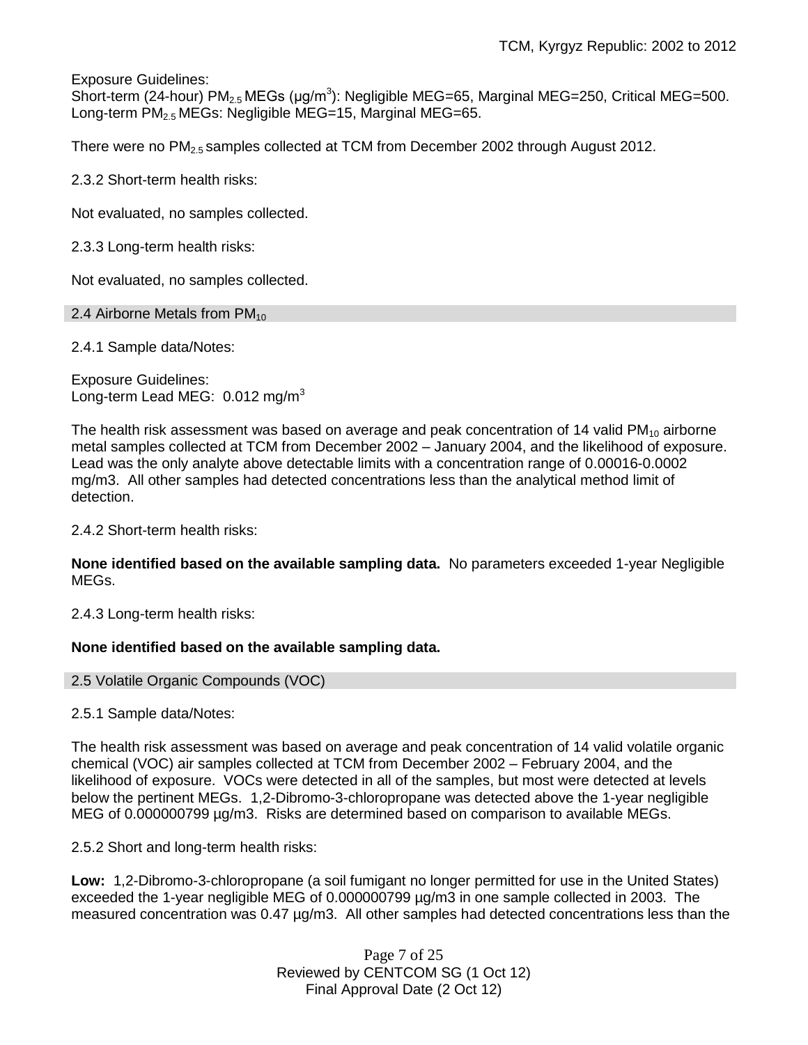Exposure Guidelines:
Short-term (24-hour) $PM_{2.5}$ MEGs (µg/m$^3$): Negligible MEG=65, Marginal MEG=250, Critical MEG=500.
Long-term $PM_{2.5}$ MEGs: Negligible MEG=15, Marginal MEG=65.

There were no $PM_{2.5}$ samples collected at TCM from December 2002 through August 2012.

2.3.2 Short-term health risks:

Not evaluated, no samples collected.

2.3.3 Long-term health risks:

Not evaluated, no samples collected.

## 2.4 Airborne Metals from $PM_{10}$

2.4.1 Sample data/Notes:

Exposure Guidelines:
Long-term Lead MEG: 0.012 mg/m$^3$

The health risk assessment was based on average and peak concentration of 14 valid $PM_{10}$ airborne metal samples collected at TCM from December 2002 – January 2004, and the likelihood of exposure. Lead was the only analyte above detectable limits with a concentration range of 0.00016-0.0002 mg/m3. All other samples had detected concentrations less than the analytical method limit of detection.

2.4.2 Short-term health risks:

**None identified based on the available sampling data.** No parameters exceeded 1-year Negligible MEGs.

2.4.3 Long-term health risks:

**None identified based on the available sampling data.**

## 2.5 Volatile Organic Compounds (VOC)

2.5.1 Sample data/Notes:

The health risk assessment was based on average and peak concentration of 14 valid volatile organic chemical (VOC) air samples collected at TCM from December 2002 – February 2004, and the likelihood of exposure. VOCs were detected in all of the samples, but most were detected at levels below the pertinent MEGs. 1,2-Dibromo-3-chloropropane was detected above the 1-year negligible MEG of 0.000000799 µg/m3. Risks are determined based on comparison to available MEGs.

2.5.2 Short and long-term health risks:

**Low:** 1,2-Dibromo-3-chloropropane (a soil fumigant no longer permitted for use in the United States) exceeded the 1-year negligible MEG of 0.000000799 µg/m3 in one sample collected in 2003. The measured concentration was 0.47 µg/m3. All other samples had detected concentrations less than the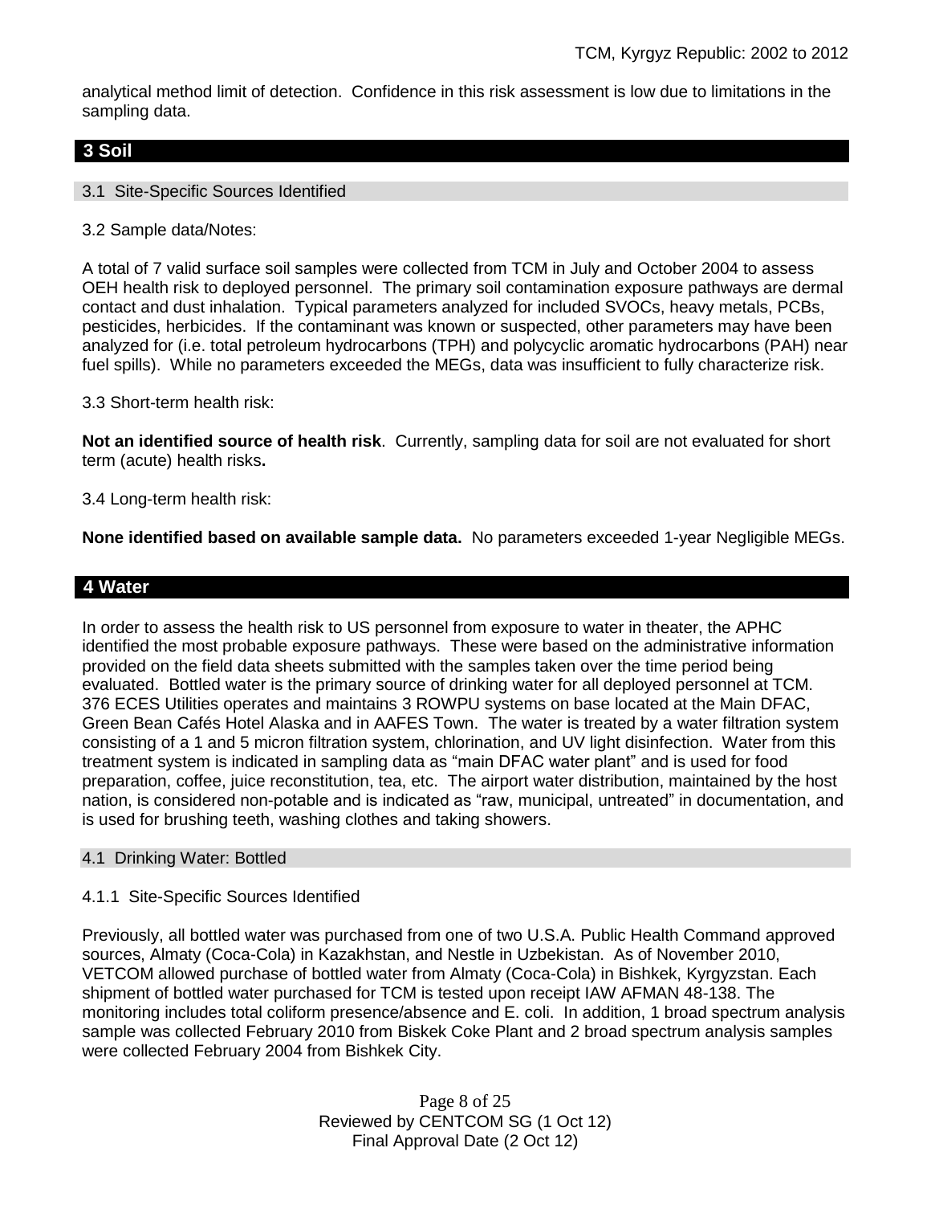analytical method limit of detection. Confidence in this risk assessment is low due to limitations in the sampling data.

## 3 Soil

### 3.1 Site-Specific Sources Identified

3.2 Sample data/Notes:

A total of 7 valid surface soil samples were collected from TCM in July and October 2004 to assess OEH health risk to deployed personnel. The primary soil contamination exposure pathways are dermal contact and dust inhalation. Typical parameters analyzed for included SVOCs, heavy metals, PCBs, pesticides, herbicides. If the contaminant was known or suspected, other parameters may have been analyzed for (i.e. total petroleum hydrocarbons (TPH) and polycyclic aromatic hydrocarbons (PAH) near fuel spills). While no parameters exceeded the MEGs, data was insufficient to fully characterize risk.

3.3 Short-term health risk:

**Not an identified source of health risk**. Currently, sampling data for soil are not evaluated for short term (acute) health risks**.**

3.4 Long-term health risk:

**None identified based on available sample data.** No parameters exceeded 1-year Negligible MEGs.

## 4 Water

In order to assess the health risk to US personnel from exposure to water in theater, the APHC identified the most probable exposure pathways. These were based on the administrative information provided on the field data sheets submitted with the samples taken over the time period being evaluated. Bottled water is the primary source of drinking water for all deployed personnel at TCM. 376 ECES Utilities operates and maintains 3 ROWPU systems on base located at the Main DFAC, Green Bean Cafés Hotel Alaska and in AAFES Town. The water is treated by a water filtration system consisting of a 1 and 5 micron filtration system, chlorination, and UV light disinfection. Water from this treatment system is indicated in sampling data as "main DFAC water plant" and is used for food preparation, coffee, juice reconstitution, tea, etc. The airport water distribution, maintained by the host nation, is considered non-potable and is indicated as "raw, municipal, untreated" in documentation, and is used for brushing teeth, washing clothes and taking showers.

### 4.1 Drinking Water: Bottled

4.1.1 Site-Specific Sources Identified

Previously, all bottled water was purchased from one of two U.S.A. Public Health Command approved sources, Almaty (Coca-Cola) in Kazakhstan, and Nestle in Uzbekistan. As of November 2010, VETCOM allowed purchase of bottled water from Almaty (Coca-Cola) in Bishkek, Kyrgyzstan. Each shipment of bottled water purchased for TCM is tested upon receipt IAW AFMAN 48-138. The monitoring includes total coliform presence/absence and E. coli. In addition, 1 broad spectrum analysis sample was collected February 2010 from Biskek Coke Plant and 2 broad spectrum analysis samples were collected February 2004 from Bishkek City.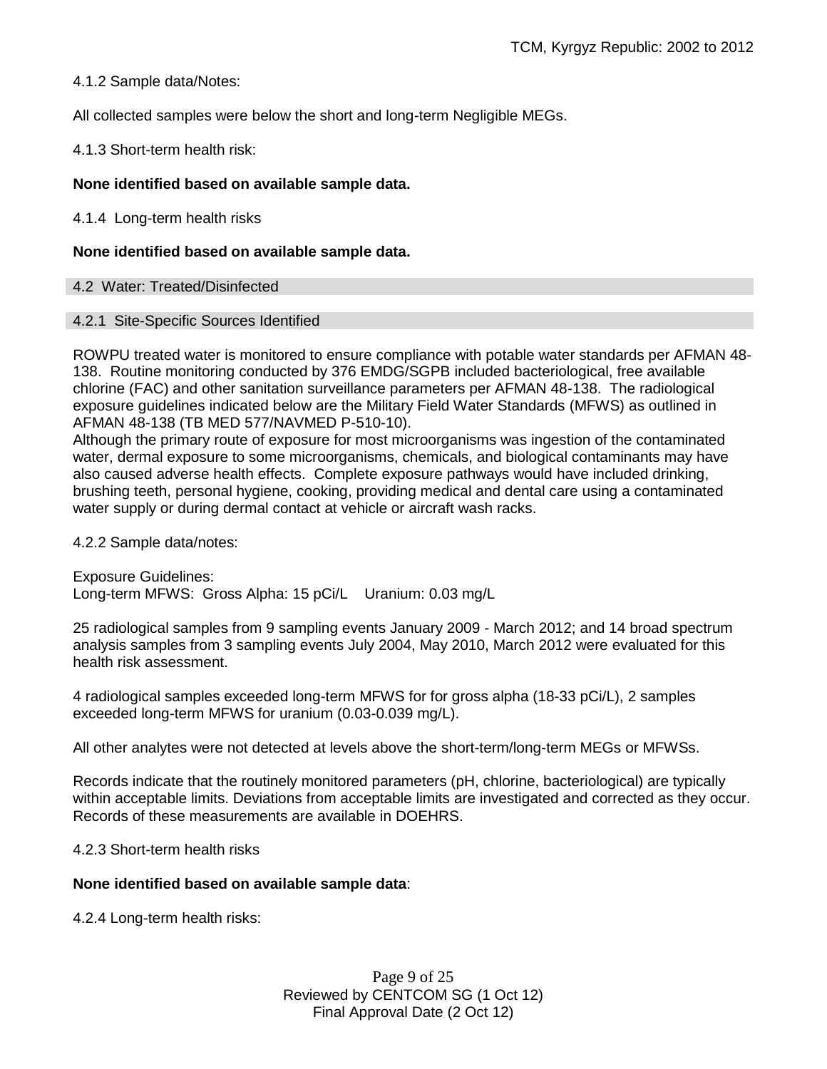4.1.2 Sample data/Notes:

All collected samples were below the short and long-term Negligible MEGs.

4.1.3 Short-term health risk:

**None identified based on available sample data.**

4.1.4 Long-term health risks

**None identified based on available sample data.**

## 4.2 Water: Treated/Disinfected

### 4.2.1 Site-Specific Sources Identified

ROWPU treated water is monitored to ensure compliance with potable water standards per AFMAN 48-138. Routine monitoring conducted by 376 EMDG/SGPB included bacteriological, free available chlorine (FAC) and other sanitation surveillance parameters per AFMAN 48-138. The radiological exposure guidelines indicated below are the Military Field Water Standards (MFWS) as outlined in AFMAN 48-138 (TB MED 577/NAVMED P-510-10).
Although the primary route of exposure for most microorganisms was ingestion of the contaminated water, dermal exposure to some microorganisms, chemicals, and biological contaminants may have also caused adverse health effects. Complete exposure pathways would have included drinking, brushing teeth, personal hygiene, cooking, providing medical and dental care using a contaminated water supply or during dermal contact at vehicle or aircraft wash racks.

4.2.2 Sample data/notes:

Exposure Guidelines:
Long-term MFWS: Gross Alpha: 15 pCi/L Uranium: 0.03 mg/L

25 radiological samples from 9 sampling events January 2009 - March 2012; and 14 broad spectrum analysis samples from 3 sampling events July 2004, May 2010, March 2012 were evaluated for this health risk assessment.

4 radiological samples exceeded long-term MFWS for for gross alpha (18-33 pCi/L), 2 samples exceeded long-term MFWS for uranium (0.03-0.039 mg/L).

All other analytes were not detected at levels above the short-term/long-term MEGs or MFWSs.

Records indicate that the routinely monitored parameters (pH, chlorine, bacteriological) are typically within acceptable limits. Deviations from acceptable limits are investigated and corrected as they occur. Records of these measurements are available in DOEHRS.

4.2.3 Short-term health risks

**None identified based on available sample data**:

4.2.4 Long-term health risks: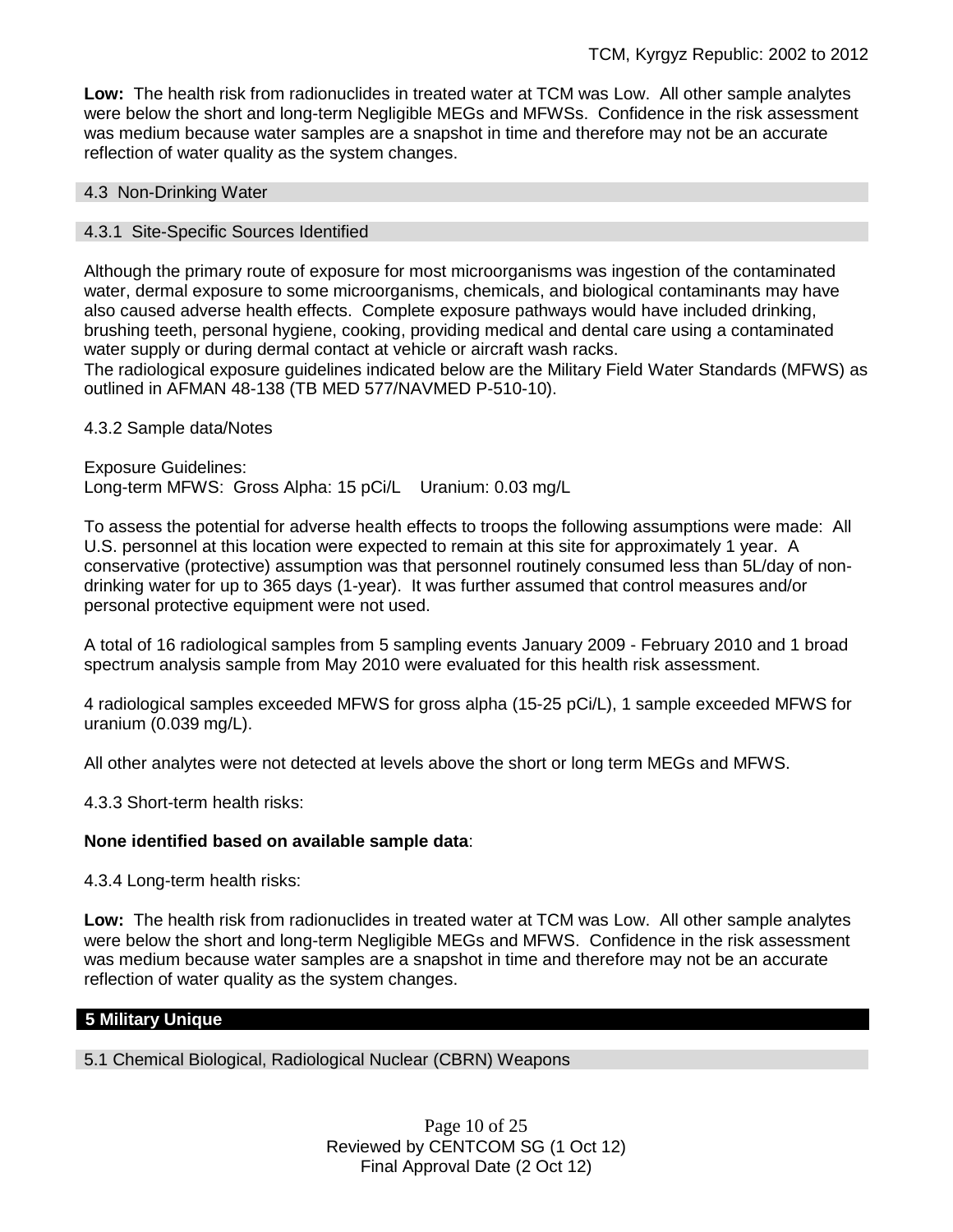**Low:** The health risk from radionuclides in treated water at TCM was Low. All other sample analytes were below the short and long-term Negligible MEGs and MFWSs. Confidence in the risk assessment was medium because water samples are a snapshot in time and therefore may not be an accurate reflection of water quality as the system changes.

### 4.3 Non-Drinking Water

#### 4.3.1 Site-Specific Sources Identified

Although the primary route of exposure for most microorganisms was ingestion of the contaminated water, dermal exposure to some microorganisms, chemicals, and biological contaminants may have also caused adverse health effects. Complete exposure pathways would have included drinking, brushing teeth, personal hygiene, cooking, providing medical and dental care using a contaminated water supply or during dermal contact at vehicle or aircraft wash racks.
The radiological exposure guidelines indicated below are the Military Field Water Standards (MFWS) as outlined in AFMAN 48-138 (TB MED 577/NAVMED P-510-10).

4.3.2 Sample data/Notes

Exposure Guidelines:
Long-term MFWS: Gross Alpha: 15 pCi/L Uranium: 0.03 mg/L

To assess the potential for adverse health effects to troops the following assumptions were made: All U.S. personnel at this location were expected to remain at this site for approximately 1 year. A conservative (protective) assumption was that personnel routinely consumed less than 5L/day of non-drinking water for up to 365 days (1-year). It was further assumed that control measures and/or personal protective equipment were not used.

A total of 16 radiological samples from 5 sampling events January 2009 - February 2010 and 1 broad spectrum analysis sample from May 2010 were evaluated for this health risk assessment.

4 radiological samples exceeded MFWS for gross alpha (15-25 pCi/L), 1 sample exceeded MFWS for uranium (0.039 mg/L).

All other analytes were not detected at levels above the short or long term MEGs and MFWS.

4.3.3 Short-term health risks:

**None identified based on available sample data**:

4.3.4 Long-term health risks:

**Low:** The health risk from radionuclides in treated water at TCM was Low. All other sample analytes were below the short and long-term Negligible MEGs and MFWS. Confidence in the risk assessment was medium because water samples are a snapshot in time and therefore may not be an accurate reflection of water quality as the system changes.

## 5 Military Unique

### 5.1 Chemical Biological, Radiological Nuclear (CBRN) Weapons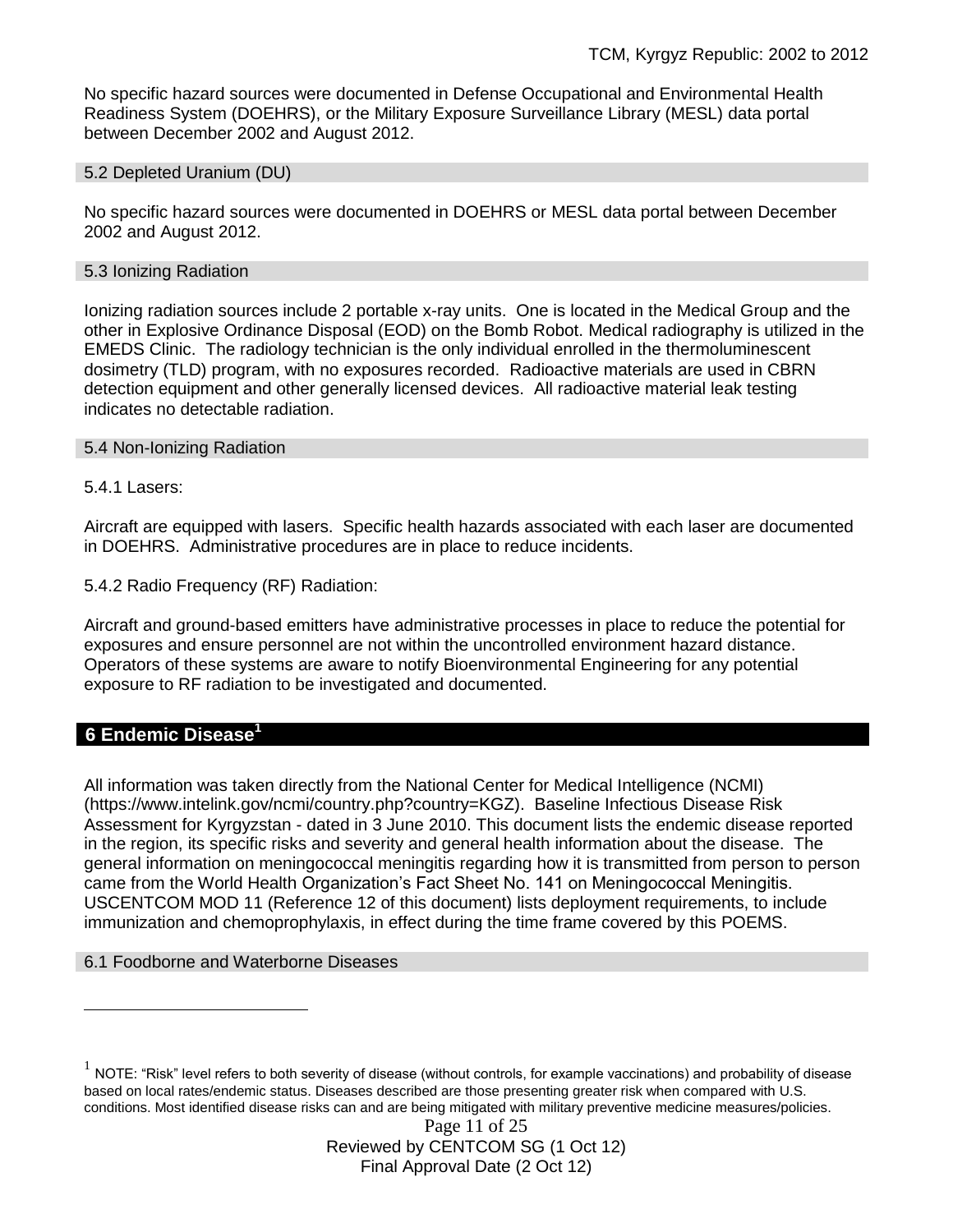No specific hazard sources were documented in Defense Occupational and Environmental Health Readiness System (DOEHRS), or the Military Exposure Surveillance Library (MESL) data portal between December 2002 and August 2012.

### 5.2 Depleted Uranium (DU)

No specific hazard sources were documented in DOEHRS or MESL data portal between December 2002 and August 2012.

### 5.3 Ionizing Radiation

Ionizing radiation sources include 2 portable x-ray units. One is located in the Medical Group and the other in Explosive Ordinance Disposal (EOD) on the Bomb Robot. Medical radiography is utilized in the EMEDS Clinic. The radiology technician is the only individual enrolled in the thermoluminescent dosimetry (TLD) program, with no exposures recorded. Radioactive materials are used in CBRN detection equipment and other generally licensed devices. All radioactive material leak testing indicates no detectable radiation.

### 5.4 Non-Ionizing Radiation

5.4.1 Lasers:

Aircraft are equipped with lasers. Specific health hazards associated with each laser are documented in DOEHRS. Administrative procedures are in place to reduce incidents.

5.4.2 Radio Frequency (RF) Radiation:

Aircraft and ground-based emitters have administrative processes in place to reduce the potential for exposures and ensure personnel are not within the uncontrolled environment hazard distance. Operators of these systems are aware to notify Bioenvironmental Engineering for any potential exposure to RF radiation to be investigated and documented.

## 6 Endemic Disease[1]

All information was taken directly from the National Center for Medical Intelligence (NCMI) (https://www.intelink.gov/ncmi/country.php?country=KGZ). Baseline Infectious Disease Risk Assessment for Kyrgyzstan - dated in 3 June 2010. This document lists the endemic disease reported in the region, its specific risks and severity and general health information about the disease. The general information on meningococcal meningitis regarding how it is transmitted from person to person came from the World Health Organization's Fact Sheet No. 141 on Meningococcal Meningitis. USCENTCOM MOD 11 (Reference 12 of this document) lists deployment requirements, to include immunization and chemoprophylaxis, in effect during the time frame covered by this POEMS.

### 6.1 Foodborne and Waterborne Diseases

[1] NOTE: "Risk" level refers to both severity of disease (without controls, for example vaccinations) and probability of disease based on local rates/endemic status. Diseases described are those presenting greater risk when compared with U.S. conditions. Most identified disease risks can and are being mitigated with military preventive medicine measures/policies.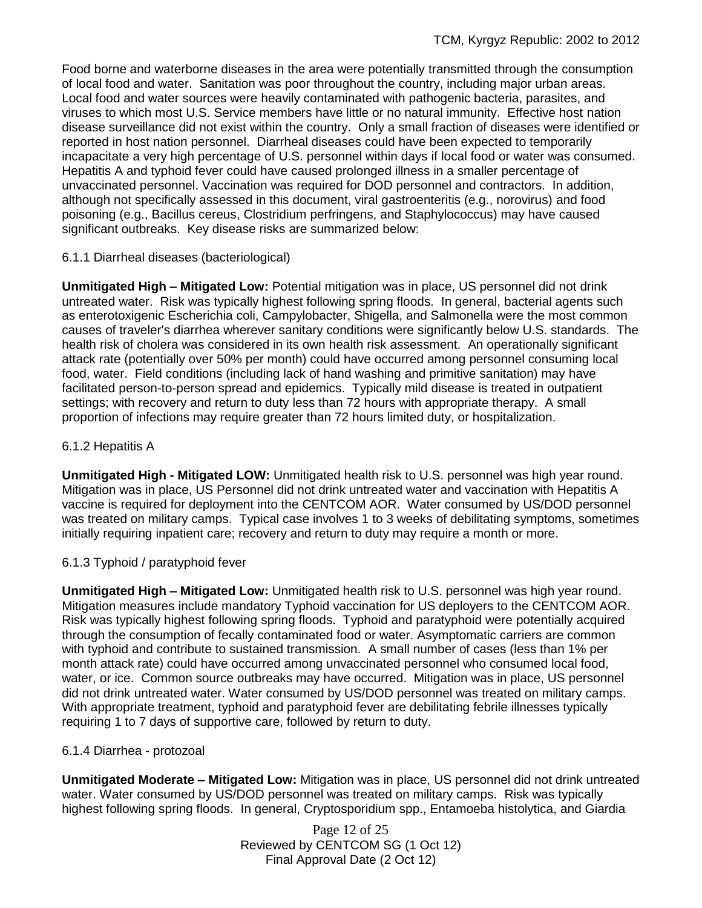Food borne and waterborne diseases in the area were potentially transmitted through the consumption of local food and water. Sanitation was poor throughout the country, including major urban areas. Local food and water sources were heavily contaminated with pathogenic bacteria, parasites, and viruses to which most U.S. Service members have little or no natural immunity. Effective host nation disease surveillance did not exist within the country. Only a small fraction of diseases were identified or reported in host nation personnel. Diarrheal diseases could have been expected to temporarily incapacitate a very high percentage of U.S. personnel within days if local food or water was consumed. Hepatitis A and typhoid fever could have caused prolonged illness in a smaller percentage of unvaccinated personnel. Vaccination was required for DOD personnel and contractors. In addition, although not specifically assessed in this document, viral gastroenteritis (e.g., norovirus) and food poisoning (e.g., Bacillus cereus, Clostridium perfringens, and Staphylococcus) may have caused significant outbreaks. Key disease risks are summarized below:

6.1.1 Diarrheal diseases (bacteriological)

**Unmitigated High – Mitigated Low:** Potential mitigation was in place, US personnel did not drink untreated water. Risk was typically highest following spring floods. In general, bacterial agents such as enterotoxigenic Escherichia coli, Campylobacter, Shigella, and Salmonella were the most common causes of traveler's diarrhea wherever sanitary conditions were significantly below U.S. standards. The health risk of cholera was considered in its own health risk assessment. An operationally significant attack rate (potentially over 50% per month) could have occurred among personnel consuming local food, water. Field conditions (including lack of hand washing and primitive sanitation) may have facilitated person-to-person spread and epidemics. Typically mild disease is treated in outpatient settings; with recovery and return to duty less than 72 hours with appropriate therapy. A small proportion of infections may require greater than 72 hours limited duty, or hospitalization.

6.1.2 Hepatitis A

**Unmitigated High - Mitigated LOW:** Unmitigated health risk to U.S. personnel was high year round. Mitigation was in place, US Personnel did not drink untreated water and vaccination with Hepatitis A vaccine is required for deployment into the CENTCOM AOR. Water consumed by US/DOD personnel was treated on military camps. Typical case involves 1 to 3 weeks of debilitating symptoms, sometimes initially requiring inpatient care; recovery and return to duty may require a month or more.

6.1.3 Typhoid / paratyphoid fever

**Unmitigated High – Mitigated Low:** Unmitigated health risk to U.S. personnel was high year round. Mitigation measures include mandatory Typhoid vaccination for US deployers to the CENTCOM AOR. Risk was typically highest following spring floods. Typhoid and paratyphoid were potentially acquired through the consumption of fecally contaminated food or water. Asymptomatic carriers are common with typhoid and contribute to sustained transmission. A small number of cases (less than 1% per month attack rate) could have occurred among unvaccinated personnel who consumed local food, water, or ice. Common source outbreaks may have occurred. Mitigation was in place, US personnel did not drink untreated water. Water consumed by US/DOD personnel was treated on military camps. With appropriate treatment, typhoid and paratyphoid fever are debilitating febrile illnesses typically requiring 1 to 7 days of supportive care, followed by return to duty.

6.1.4 Diarrhea - protozoal

**Unmitigated Moderate – Mitigated Low:** Mitigation was in place, US personnel did not drink untreated water. Water consumed by US/DOD personnel was treated on military camps. Risk was typically highest following spring floods. In general, Cryptosporidium spp., Entamoeba histolytica, and Giardia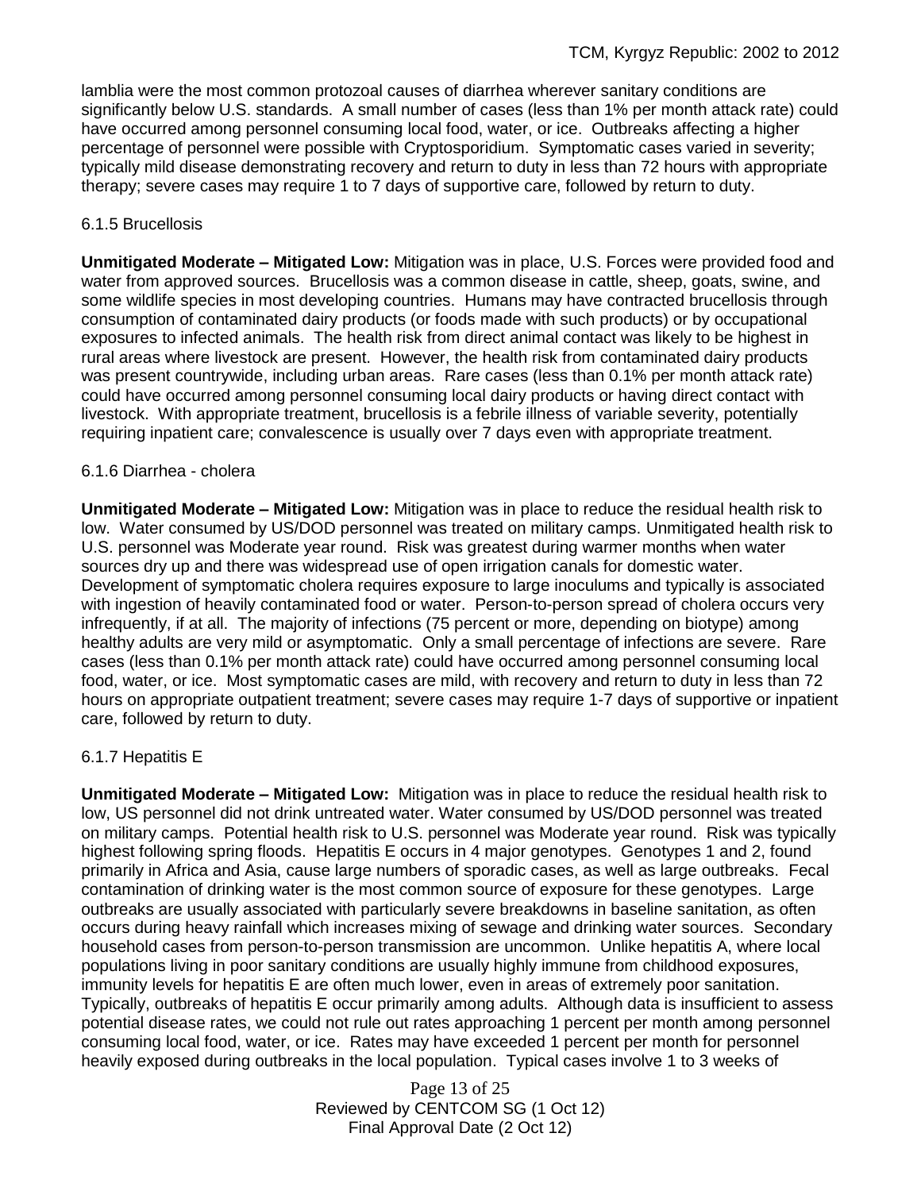lamblia were the most common protozoal causes of diarrhea wherever sanitary conditions are significantly below U.S. standards. A small number of cases (less than 1% per month attack rate) could have occurred among personnel consuming local food, water, or ice. Outbreaks affecting a higher percentage of personnel were possible with Cryptosporidium. Symptomatic cases varied in severity; typically mild disease demonstrating recovery and return to duty in less than 72 hours with appropriate therapy; severe cases may require 1 to 7 days of supportive care, followed by return to duty.

6.1.5 Brucellosis

**Unmitigated Moderate – Mitigated Low:** Mitigation was in place, U.S. Forces were provided food and water from approved sources. Brucellosis was a common disease in cattle, sheep, goats, swine, and some wildlife species in most developing countries. Humans may have contracted brucellosis through consumption of contaminated dairy products (or foods made with such products) or by occupational exposures to infected animals. The health risk from direct animal contact was likely to be highest in rural areas where livestock are present. However, the health risk from contaminated dairy products was present countrywide, including urban areas. Rare cases (less than 0.1% per month attack rate) could have occurred among personnel consuming local dairy products or having direct contact with livestock. With appropriate treatment, brucellosis is a febrile illness of variable severity, potentially requiring inpatient care; convalescence is usually over 7 days even with appropriate treatment.

6.1.6 Diarrhea - cholera

**Unmitigated Moderate – Mitigated Low:** Mitigation was in place to reduce the residual health risk to low. Water consumed by US/DOD personnel was treated on military camps. Unmitigated health risk to U.S. personnel was Moderate year round. Risk was greatest during warmer months when water sources dry up and there was widespread use of open irrigation canals for domestic water. Development of symptomatic cholera requires exposure to large inoculums and typically is associated with ingestion of heavily contaminated food or water. Person-to-person spread of cholera occurs very infrequently, if at all. The majority of infections (75 percent or more, depending on biotype) among healthy adults are very mild or asymptomatic. Only a small percentage of infections are severe. Rare cases (less than 0.1% per month attack rate) could have occurred among personnel consuming local food, water, or ice. Most symptomatic cases are mild, with recovery and return to duty in less than 72 hours on appropriate outpatient treatment; severe cases may require 1-7 days of supportive or inpatient care, followed by return to duty.

6.1.7 Hepatitis E

**Unmitigated Moderate – Mitigated Low:** Mitigation was in place to reduce the residual health risk to low, US personnel did not drink untreated water. Water consumed by US/DOD personnel was treated on military camps. Potential health risk to U.S. personnel was Moderate year round. Risk was typically highest following spring floods. Hepatitis E occurs in 4 major genotypes. Genotypes 1 and 2, found primarily in Africa and Asia, cause large numbers of sporadic cases, as well as large outbreaks. Fecal contamination of drinking water is the most common source of exposure for these genotypes. Large outbreaks are usually associated with particularly severe breakdowns in baseline sanitation, as often occurs during heavy rainfall which increases mixing of sewage and drinking water sources. Secondary household cases from person-to-person transmission are uncommon. Unlike hepatitis A, where local populations living in poor sanitary conditions are usually highly immune from childhood exposures, immunity levels for hepatitis E are often much lower, even in areas of extremely poor sanitation. Typically, outbreaks of hepatitis E occur primarily among adults. Although data is insufficient to assess potential disease rates, we could not rule out rates approaching 1 percent per month among personnel consuming local food, water, or ice. Rates may have exceeded 1 percent per month for personnel heavily exposed during outbreaks in the local population. Typical cases involve 1 to 3 weeks of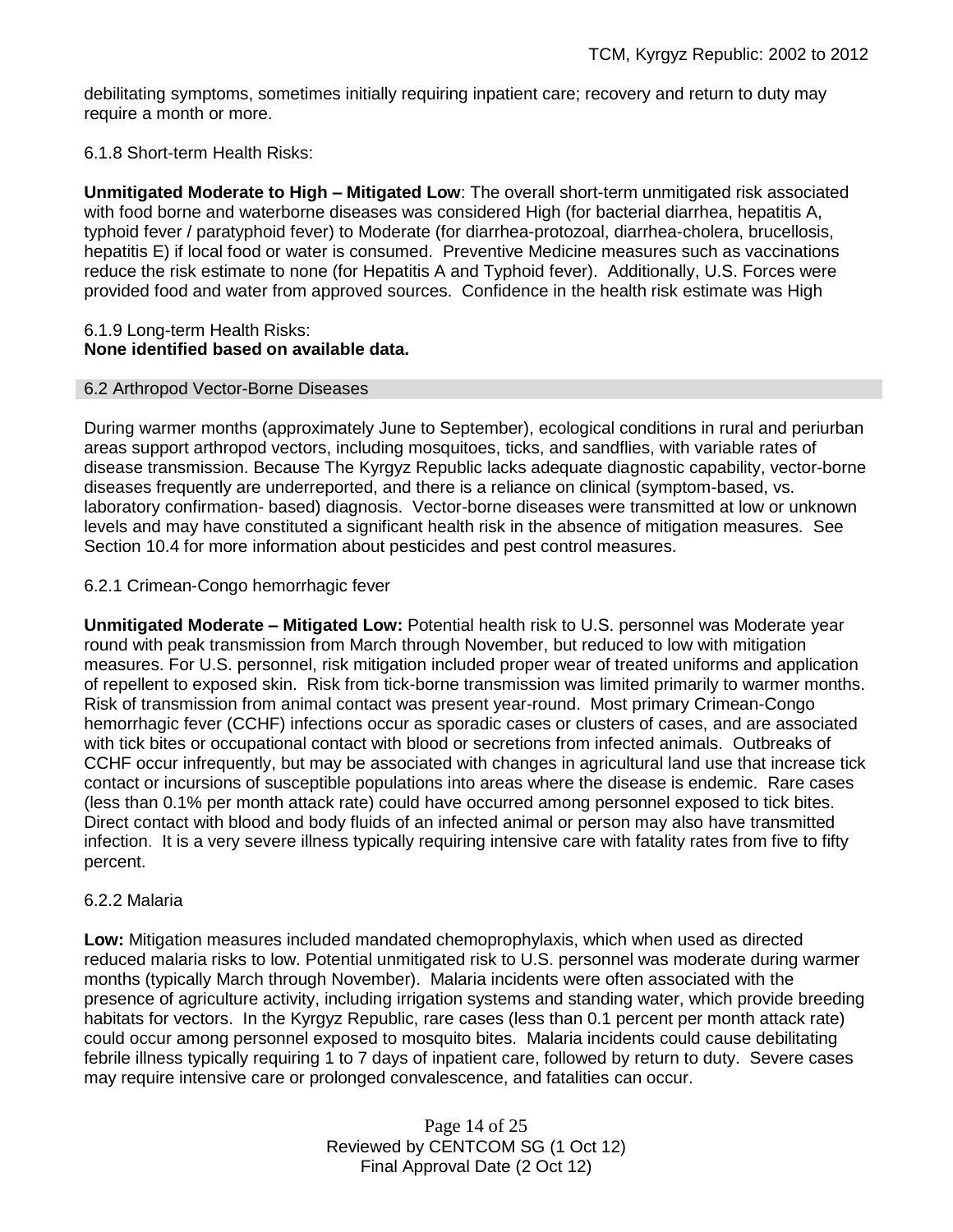debilitating symptoms, sometimes initially requiring inpatient care; recovery and return to duty may require a month or more.

6.1.8 Short-term Health Risks:

**Unmitigated Moderate to High – Mitigated Low**: The overall short-term unmitigated risk associated with food borne and waterborne diseases was considered High (for bacterial diarrhea, hepatitis A, typhoid fever / paratyphoid fever) to Moderate (for diarrhea-protozoal, diarrhea-cholera, brucellosis, hepatitis E) if local food or water is consumed. Preventive Medicine measures such as vaccinations reduce the risk estimate to none (for Hepatitis A and Typhoid fever). Additionally, U.S. Forces were provided food and water from approved sources. Confidence in the health risk estimate was High

6.1.9 Long-term Health Risks:
**None identified based on available data.**

## 6.2 Arthropod Vector-Borne Diseases

During warmer months (approximately June to September), ecological conditions in rural and periurban areas support arthropod vectors, including mosquitoes, ticks, and sandflies, with variable rates of disease transmission. Because The Kyrgyz Republic lacks adequate diagnostic capability, vector-borne diseases frequently are underreported, and there is a reliance on clinical (symptom-based, vs. laboratory confirmation- based) diagnosis. Vector-borne diseases were transmitted at low or unknown levels and may have constituted a significant health risk in the absence of mitigation measures. See Section 10.4 for more information about pesticides and pest control measures.

6.2.1 Crimean-Congo hemorrhagic fever

**Unmitigated Moderate – Mitigated Low:** Potential health risk to U.S. personnel was Moderate year round with peak transmission from March through November, but reduced to low with mitigation measures. For U.S. personnel, risk mitigation included proper wear of treated uniforms and application of repellent to exposed skin. Risk from tick-borne transmission was limited primarily to warmer months. Risk of transmission from animal contact was present year-round. Most primary Crimean-Congo hemorrhagic fever (CCHF) infections occur as sporadic cases or clusters of cases, and are associated with tick bites or occupational contact with blood or secretions from infected animals. Outbreaks of CCHF occur infrequently, but may be associated with changes in agricultural land use that increase tick contact or incursions of susceptible populations into areas where the disease is endemic. Rare cases (less than 0.1% per month attack rate) could have occurred among personnel exposed to tick bites. Direct contact with blood and body fluids of an infected animal or person may also have transmitted infection. It is a very severe illness typically requiring intensive care with fatality rates from five to fifty percent.

6.2.2 Malaria

**Low:** Mitigation measures included mandated chemoprophylaxis, which when used as directed reduced malaria risks to low. Potential unmitigated risk to U.S. personnel was moderate during warmer months (typically March through November). Malaria incidents were often associated with the presence of agriculture activity, including irrigation systems and standing water, which provide breeding habitats for vectors. In the Kyrgyz Republic, rare cases (less than 0.1 percent per month attack rate) could occur among personnel exposed to mosquito bites. Malaria incidents could cause debilitating febrile illness typically requiring 1 to 7 days of inpatient care, followed by return to duty. Severe cases may require intensive care or prolonged convalescence, and fatalities can occur.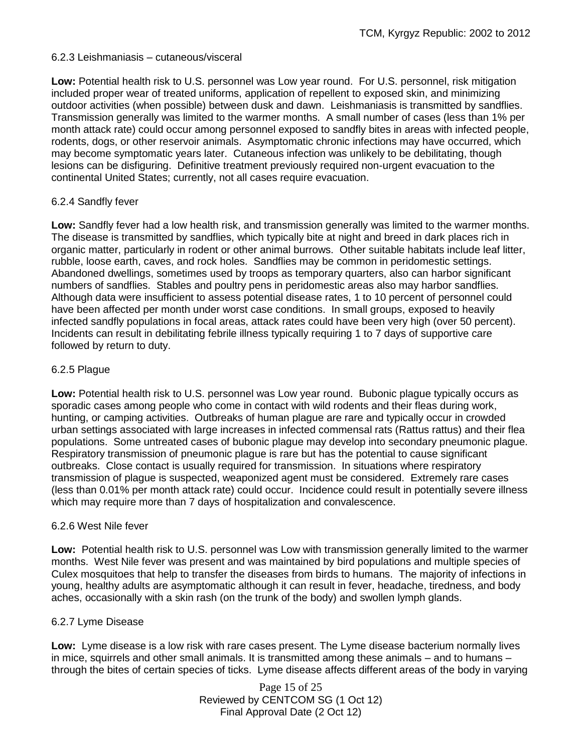### 6.2.3 Leishmaniasis – cutaneous/visceral

**Low:** Potential health risk to U.S. personnel was Low year round. For U.S. personnel, risk mitigation included proper wear of treated uniforms, application of repellent to exposed skin, and minimizing outdoor activities (when possible) between dusk and dawn. Leishmaniasis is transmitted by sandflies. Transmission generally was limited to the warmer months. A small number of cases (less than 1% per month attack rate) could occur among personnel exposed to sandfly bites in areas with infected people, rodents, dogs, or other reservoir animals. Asymptomatic chronic infections may have occurred, which may become symptomatic years later. Cutaneous infection was unlikely to be debilitating, though lesions can be disfiguring. Definitive treatment previously required non-urgent evacuation to the continental United States; currently, not all cases require evacuation.

### 6.2.4 Sandfly fever

**Low:** Sandfly fever had a low health risk, and transmission generally was limited to the warmer months. The disease is transmitted by sandflies, which typically bite at night and breed in dark places rich in organic matter, particularly in rodent or other animal burrows. Other suitable habitats include leaf litter, rubble, loose earth, caves, and rock holes. Sandflies may be common in peridomestic settings. Abandoned dwellings, sometimes used by troops as temporary quarters, also can harbor significant numbers of sandflies. Stables and poultry pens in peridomestic areas also may harbor sandflies. Although data were insufficient to assess potential disease rates, 1 to 10 percent of personnel could have been affected per month under worst case conditions. In small groups, exposed to heavily infected sandfly populations in focal areas, attack rates could have been very high (over 50 percent). Incidents can result in debilitating febrile illness typically requiring 1 to 7 days of supportive care followed by return to duty.

### 6.2.5 Plague

**Low:** Potential health risk to U.S. personnel was Low year round. Bubonic plague typically occurs as sporadic cases among people who come in contact with wild rodents and their fleas during work, hunting, or camping activities. Outbreaks of human plague are rare and typically occur in crowded urban settings associated with large increases in infected commensal rats (Rattus rattus) and their flea populations. Some untreated cases of bubonic plague may develop into secondary pneumonic plague. Respiratory transmission of pneumonic plague is rare but has the potential to cause significant outbreaks. Close contact is usually required for transmission. In situations where respiratory transmission of plague is suspected, weaponized agent must be considered. Extremely rare cases (less than 0.01% per month attack rate) could occur. Incidence could result in potentially severe illness which may require more than 7 days of hospitalization and convalescence.

### 6.2.6 West Nile fever

**Low:** Potential health risk to U.S. personnel was Low with transmission generally limited to the warmer months. West Nile fever was present and was maintained by bird populations and multiple species of Culex mosquitoes that help to transfer the diseases from birds to humans. The majority of infections in young, healthy adults are asymptomatic although it can result in fever, headache, tiredness, and body aches, occasionally with a skin rash (on the trunk of the body) and swollen lymph glands.

### 6.2.7 Lyme Disease

**Low:** Lyme disease is a low risk with rare cases present. The Lyme disease bacterium normally lives in mice, squirrels and other small animals. It is transmitted among these animals – and to humans – through the bites of certain species of ticks. Lyme disease affects different areas of the body in varying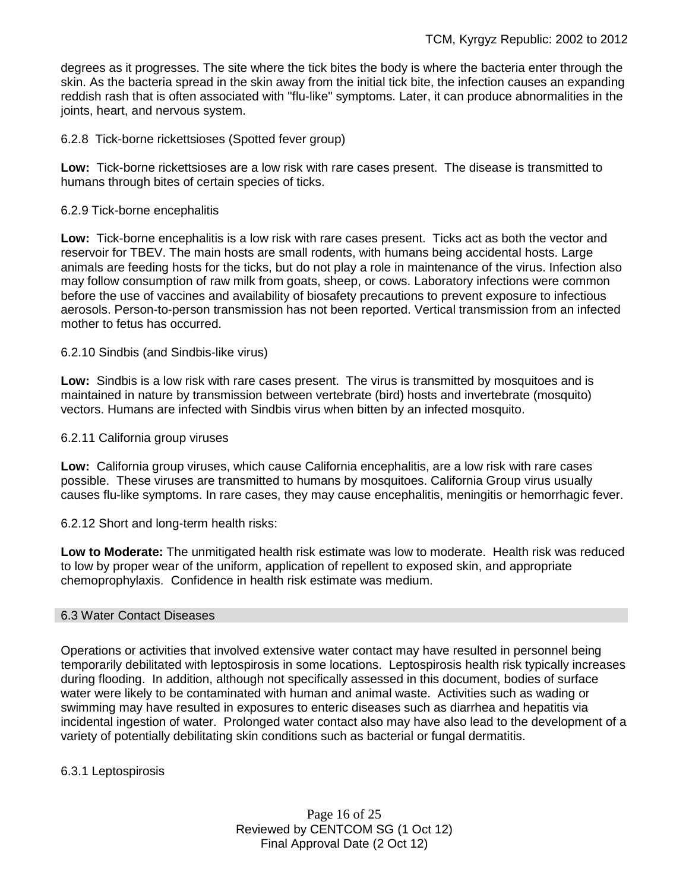degrees as it progresses. The site where the tick bites the body is where the bacteria enter through the skin. As the bacteria spread in the skin away from the initial tick bite, the infection causes an expanding reddish rash that is often associated with "flu-like" symptoms. Later, it can produce abnormalities in the joints, heart, and nervous system.

#### 6.2.8 Tick-borne rickettsioses (Spotted fever group)

**Low:** Tick-borne rickettsioses are a low risk with rare cases present. The disease is transmitted to humans through bites of certain species of ticks.

#### 6.2.9 Tick-borne encephalitis

**Low:** Tick-borne encephalitis is a low risk with rare cases present. Ticks act as both the vector and reservoir for TBEV. The main hosts are small rodents, with humans being accidental hosts. Large animals are feeding hosts for the ticks, but do not play a role in maintenance of the virus. Infection also may follow consumption of raw milk from goats, sheep, or cows. Laboratory infections were common before the use of vaccines and availability of biosafety precautions to prevent exposure to infectious aerosols. Person-to-person transmission has not been reported. Vertical transmission from an infected mother to fetus has occurred.

#### 6.2.10 Sindbis (and Sindbis-like virus)

**Low:** Sindbis is a low risk with rare cases present. The virus is transmitted by mosquitoes and is maintained in nature by transmission between vertebrate (bird) hosts and invertebrate (mosquito) vectors. Humans are infected with Sindbis virus when bitten by an infected mosquito.

#### 6.2.11 California group viruses

**Low:** California group viruses, which cause California encephalitis, are a low risk with rare cases possible. These viruses are transmitted to humans by mosquitoes. California Group virus usually causes flu-like symptoms. In rare cases, they may cause encephalitis, meningitis or hemorrhagic fever.

#### 6.2.12 Short and long-term health risks:

**Low to Moderate:** The unmitigated health risk estimate was low to moderate. Health risk was reduced to low by proper wear of the uniform, application of repellent to exposed skin, and appropriate chemoprophylaxis. Confidence in health risk estimate was medium.

### 6.3 Water Contact Diseases

Operations or activities that involved extensive water contact may have resulted in personnel being temporarily debilitated with leptospirosis in some locations. Leptospirosis health risk typically increases during flooding. In addition, although not specifically assessed in this document, bodies of surface water were likely to be contaminated with human and animal waste. Activities such as wading or swimming may have resulted in exposures to enteric diseases such as diarrhea and hepatitis via incidental ingestion of water. Prolonged water contact also may have also lead to the development of a variety of potentially debilitating skin conditions such as bacterial or fungal dermatitis.

#### 6.3.1 Leptospirosis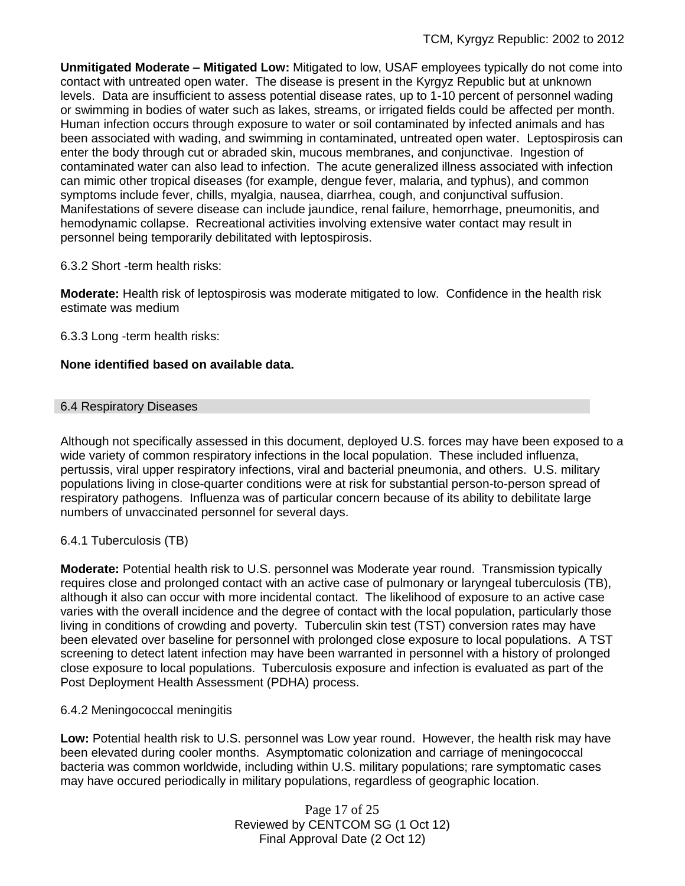**Unmitigated Moderate – Mitigated Low:** Mitigated to low, USAF employees typically do not come into contact with untreated open water. The disease is present in the Kyrgyz Republic but at unknown levels. Data are insufficient to assess potential disease rates, up to 1-10 percent of personnel wading or swimming in bodies of water such as lakes, streams, or irrigated fields could be affected per month. Human infection occurs through exposure to water or soil contaminated by infected animals and has been associated with wading, and swimming in contaminated, untreated open water. Leptospirosis can enter the body through cut or abraded skin, mucous membranes, and conjunctivae. Ingestion of contaminated water can also lead to infection. The acute generalized illness associated with infection can mimic other tropical diseases (for example, dengue fever, malaria, and typhus), and common symptoms include fever, chills, myalgia, nausea, diarrhea, cough, and conjunctival suffusion. Manifestations of severe disease can include jaundice, renal failure, hemorrhage, pneumonitis, and hemodynamic collapse. Recreational activities involving extensive water contact may result in personnel being temporarily debilitated with leptospirosis.

6.3.2 Short -term health risks:

**Moderate:** Health risk of leptospirosis was moderate mitigated to low. Confidence in the health risk estimate was medium

6.3.3 Long -term health risks:

**None identified based on available data.**

## 6.4 Respiratory Diseases

Although not specifically assessed in this document, deployed U.S. forces may have been exposed to a wide variety of common respiratory infections in the local population. These included influenza, pertussis, viral upper respiratory infections, viral and bacterial pneumonia, and others. U.S. military populations living in close-quarter conditions were at risk for substantial person-to-person spread of respiratory pathogens. Influenza was of particular concern because of its ability to debilitate large numbers of unvaccinated personnel for several days.

### 6.4.1 Tuberculosis (TB)

**Moderate:** Potential health risk to U.S. personnel was Moderate year round. Transmission typically requires close and prolonged contact with an active case of pulmonary or laryngeal tuberculosis (TB), although it also can occur with more incidental contact. The likelihood of exposure to an active case varies with the overall incidence and the degree of contact with the local population, particularly those living in conditions of crowding and poverty. Tuberculin skin test (TST) conversion rates may have been elevated over baseline for personnel with prolonged close exposure to local populations. A TST screening to detect latent infection may have been warranted in personnel with a history of prolonged close exposure to local populations. Tuberculosis exposure and infection is evaluated as part of the Post Deployment Health Assessment (PDHA) process.

### 6.4.2 Meningococcal meningitis

**Low:** Potential health risk to U.S. personnel was Low year round. However, the health risk may have been elevated during cooler months. Asymptomatic colonization and carriage of meningococcal bacteria was common worldwide, including within U.S. military populations; rare symptomatic cases may have occured periodically in military populations, regardless of geographic location.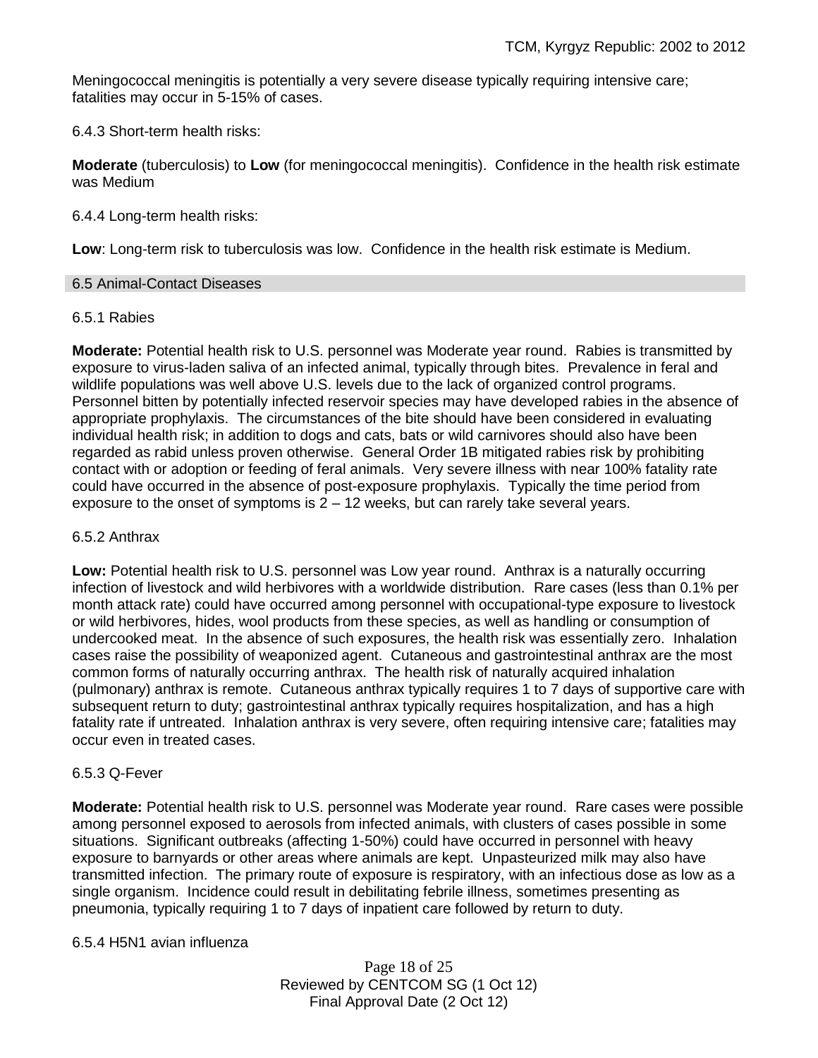Meningococcal meningitis is potentially a very severe disease typically requiring intensive care; fatalities may occur in 5-15% of cases.

6.4.3 Short-term health risks:

**Moderate** (tuberculosis) to **Low** (for meningococcal meningitis). Confidence in the health risk estimate was Medium

6.4.4 Long-term health risks:

**Low**: Long-term risk to tuberculosis was low. Confidence in the health risk estimate is Medium.

## 6.5 Animal-Contact Diseases

### 6.5.1 Rabies

**Moderate:** Potential health risk to U.S. personnel was Moderate year round. Rabies is transmitted by exposure to virus-laden saliva of an infected animal, typically through bites. Prevalence in feral and wildlife populations was well above U.S. levels due to the lack of organized control programs. Personnel bitten by potentially infected reservoir species may have developed rabies in the absence of appropriate prophylaxis. The circumstances of the bite should have been considered in evaluating individual health risk; in addition to dogs and cats, bats or wild carnivores should also have been regarded as rabid unless proven otherwise. General Order 1B mitigated rabies risk by prohibiting contact with or adoption or feeding of feral animals. Very severe illness with near 100% fatality rate could have occurred in the absence of post-exposure prophylaxis. Typically the time period from exposure to the onset of symptoms is 2 – 12 weeks, but can rarely take several years.

### 6.5.2 Anthrax

**Low:** Potential health risk to U.S. personnel was Low year round. Anthrax is a naturally occurring infection of livestock and wild herbivores with a worldwide distribution. Rare cases (less than 0.1% per month attack rate) could have occurred among personnel with occupational-type exposure to livestock or wild herbivores, hides, wool products from these species, as well as handling or consumption of undercooked meat. In the absence of such exposures, the health risk was essentially zero. Inhalation cases raise the possibility of weaponized agent. Cutaneous and gastrointestinal anthrax are the most common forms of naturally occurring anthrax. The health risk of naturally acquired inhalation (pulmonary) anthrax is remote. Cutaneous anthrax typically requires 1 to 7 days of supportive care with subsequent return to duty; gastrointestinal anthrax typically requires hospitalization, and has a high fatality rate if untreated. Inhalation anthrax is very severe, often requiring intensive care; fatalities may occur even in treated cases.

### 6.5.3 Q-Fever

**Moderate:** Potential health risk to U.S. personnel was Moderate year round. Rare cases were possible among personnel exposed to aerosols from infected animals, with clusters of cases possible in some situations. Significant outbreaks (affecting 1-50%) could have occurred in personnel with heavy exposure to barnyards or other areas where animals are kept. Unpasteurized milk may also have transmitted infection. The primary route of exposure is respiratory, with an infectious dose as low as a single organism. Incidence could result in debilitating febrile illness, sometimes presenting as pneumonia, typically requiring 1 to 7 days of inpatient care followed by return to duty.

### 6.5.4 H5N1 avian influenza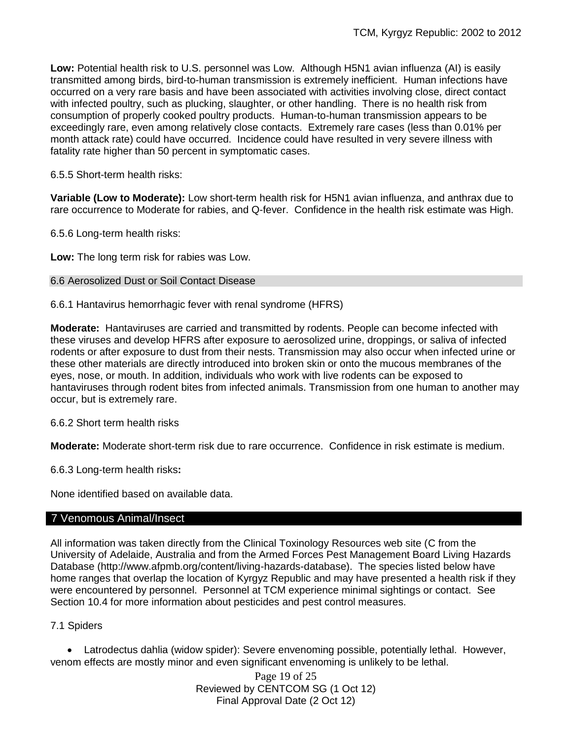**Low:** Potential health risk to U.S. personnel was Low. Although H5N1 avian influenza (AI) is easily transmitted among birds, bird-to-human transmission is extremely inefficient. Human infections have occurred on a very rare basis and have been associated with activities involving close, direct contact with infected poultry, such as plucking, slaughter, or other handling. There is no health risk from consumption of properly cooked poultry products. Human-to-human transmission appears to be exceedingly rare, even among relatively close contacts. Extremely rare cases (less than 0.01% per month attack rate) could have occurred. Incidence could have resulted in very severe illness with fatality rate higher than 50 percent in symptomatic cases.

6.5.5 Short-term health risks:

**Variable (Low to Moderate):** Low short-term health risk for H5N1 avian influenza, and anthrax due to rare occurrence to Moderate for rabies, and Q-fever. Confidence in the health risk estimate was High.

6.5.6 Long-term health risks:

**Low:** The long term risk for rabies was Low.

### 6.6 Aerosolized Dust or Soil Contact Disease

6.6.1 Hantavirus hemorrhagic fever with renal syndrome (HFRS)

**Moderate:** Hantaviruses are carried and transmitted by rodents. People can become infected with these viruses and develop HFRS after exposure to aerosolized urine, droppings, or saliva of infected rodents or after exposure to dust from their nests. Transmission may also occur when infected urine or these other materials are directly introduced into broken skin or onto the mucous membranes of the eyes, nose, or mouth. In addition, individuals who work with live rodents can be exposed to hantaviruses through rodent bites from infected animals. Transmission from one human to another may occur, but is extremely rare.

6.6.2 Short term health risks

**Moderate:** Moderate short-term risk due to rare occurrence. Confidence in risk estimate is medium.

6.6.3 Long-term health risks**:**

None identified based on available data.

## 7 Venomous Animal/Insect

All information was taken directly from the Clinical Toxinology Resources web site (C from the University of Adelaide, Australia and from the Armed Forces Pest Management Board Living Hazards Database (http://www.afpmb.org/content/living-hazards-database). The species listed below have home ranges that overlap the location of Kyrgyz Republic and may have presented a health risk if they were encountered by personnel. Personnel at TCM experience minimal sightings or contact. See Section 10.4 for more information about pesticides and pest control measures.

### 7.1 Spiders

- Latrodectus dahlia (widow spider): Severe envenoming possible, potentially lethal. However, venom effects are mostly minor and even significant envenoming is unlikely to be lethal.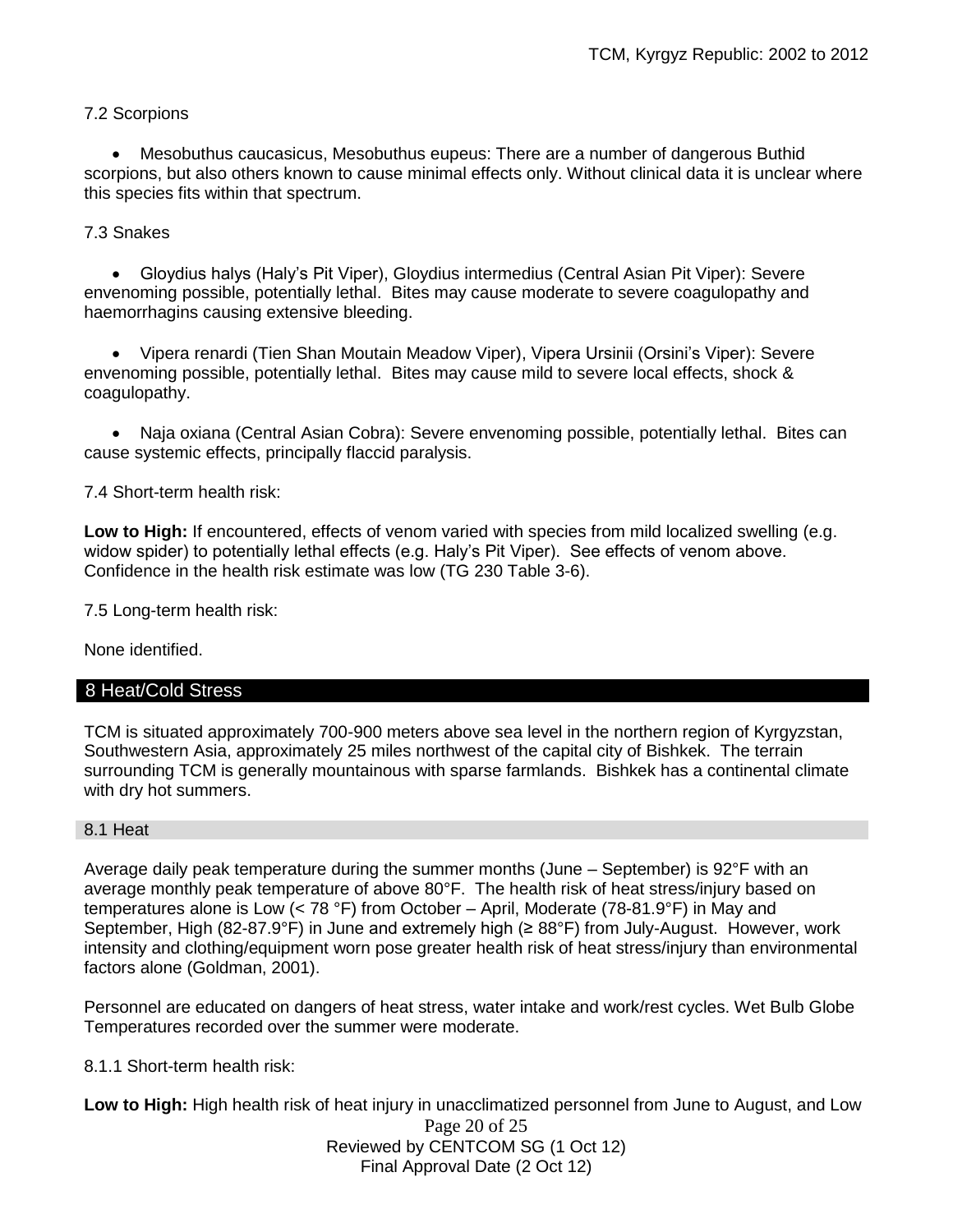7.2 Scorpions

- Mesobuthus caucasicus, Mesobuthus eupeus: There are a number of dangerous Buthid scorpions, but also others known to cause minimal effects only. Without clinical data it is unclear where this species fits within that spectrum.

7.3 Snakes

- Gloydius halys (Haly's Pit Viper), Gloydius intermedius (Central Asian Pit Viper): Severe envenoming possible, potentially lethal. Bites may cause moderate to severe coagulopathy and haemorrhagins causing extensive bleeding.

- Vipera renardi (Tien Shan Moutain Meadow Viper), Vipera Ursinii (Orsini's Viper): Severe envenoming possible, potentially lethal. Bites may cause mild to severe local effects, shock & coagulopathy.

- Naja oxiana (Central Asian Cobra): Severe envenoming possible, potentially lethal. Bites can cause systemic effects, principally flaccid paralysis.

7.4 Short-term health risk:

**Low to High:** If encountered, effects of venom varied with species from mild localized swelling (e.g. widow spider) to potentially lethal effects (e.g. Haly's Pit Viper). See effects of venom above. Confidence in the health risk estimate was low (TG 230 Table 3-6).

7.5 Long-term health risk:

None identified.

## 8 Heat/Cold Stress

TCM is situated approximately 700-900 meters above sea level in the northern region of Kyrgyzstan, Southwestern Asia, approximately 25 miles northwest of the capital city of Bishkek. The terrain surrounding TCM is generally mountainous with sparse farmlands. Bishkek has a continental climate with dry hot summers.

### 8.1 Heat

Average daily peak temperature during the summer months (June – September) is 92°F with an average monthly peak temperature of above 80°F. The health risk of heat stress/injury based on temperatures alone is Low (< 78 °F) from October – April, Moderate (78-81.9°F) in May and September, High (82-87.9°F) in June and extremely high (≥ 88°F) from July-August. However, work intensity and clothing/equipment worn pose greater health risk of heat stress/injury than environmental factors alone (Goldman, 2001).

Personnel are educated on dangers of heat stress, water intake and work/rest cycles. Wet Bulb Globe Temperatures recorded over the summer were moderate.

8.1.1 Short-term health risk:

**Low to High:** High health risk of heat injury in unacclimatized personnel from June to August, and Low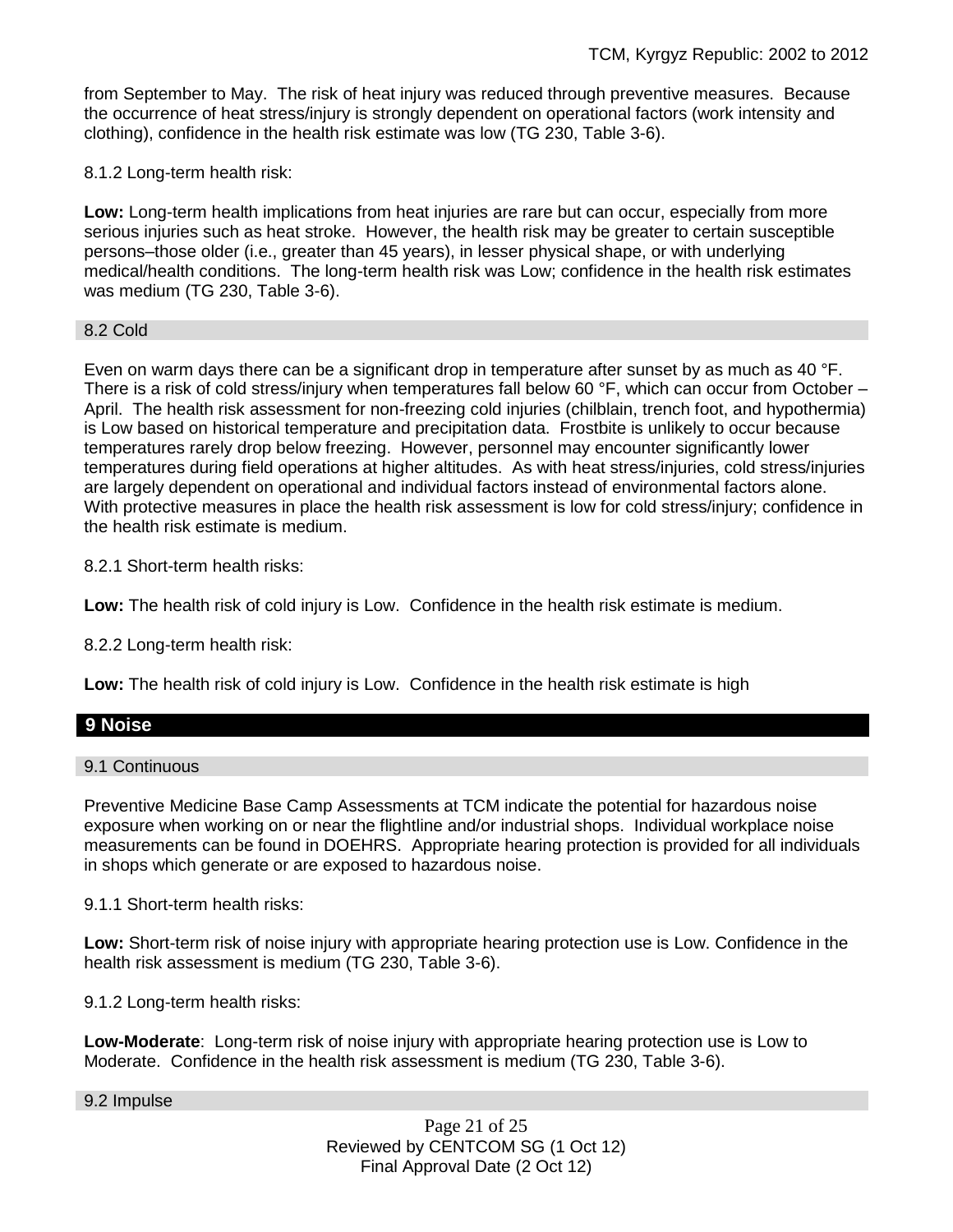from September to May. The risk of heat injury was reduced through preventive measures. Because the occurrence of heat stress/injury is strongly dependent on operational factors (work intensity and clothing), confidence in the health risk estimate was low (TG 230, Table 3-6).

8.1.2 Long-term health risk:

**Low:** Long-term health implications from heat injuries are rare but can occur, especially from more serious injuries such as heat stroke. However, the health risk may be greater to certain susceptible persons–those older (i.e., greater than 45 years), in lesser physical shape, or with underlying medical/health conditions. The long-term health risk was Low; confidence in the health risk estimates was medium (TG 230, Table 3-6).

### 8.2 Cold

Even on warm days there can be a significant drop in temperature after sunset by as much as 40 °F. There is a risk of cold stress/injury when temperatures fall below 60 °F, which can occur from October – April. The health risk assessment for non-freezing cold injuries (chilblain, trench foot, and hypothermia) is Low based on historical temperature and precipitation data. Frostbite is unlikely to occur because temperatures rarely drop below freezing. However, personnel may encounter significantly lower temperatures during field operations at higher altitudes. As with heat stress/injuries, cold stress/injuries are largely dependent on operational and individual factors instead of environmental factors alone. With protective measures in place the health risk assessment is low for cold stress/injury; confidence in the health risk estimate is medium.

8.2.1 Short-term health risks:

**Low:** The health risk of cold injury is Low. Confidence in the health risk estimate is medium.

8.2.2 Long-term health risk:

**Low:** The health risk of cold injury is Low. Confidence in the health risk estimate is high

## 9 Noise

### 9.1 Continuous

Preventive Medicine Base Camp Assessments at TCM indicate the potential for hazardous noise exposure when working on or near the flightline and/or industrial shops. Individual workplace noise measurements can be found in DOEHRS. Appropriate hearing protection is provided for all individuals in shops which generate or are exposed to hazardous noise.

9.1.1 Short-term health risks:

**Low:** Short-term risk of noise injury with appropriate hearing protection use is Low. Confidence in the health risk assessment is medium (TG 230, Table 3-6).

9.1.2 Long-term health risks:

**Low-Moderate**: Long-term risk of noise injury with appropriate hearing protection use is Low to Moderate. Confidence in the health risk assessment is medium (TG 230, Table 3-6).

### 9.2 Impulse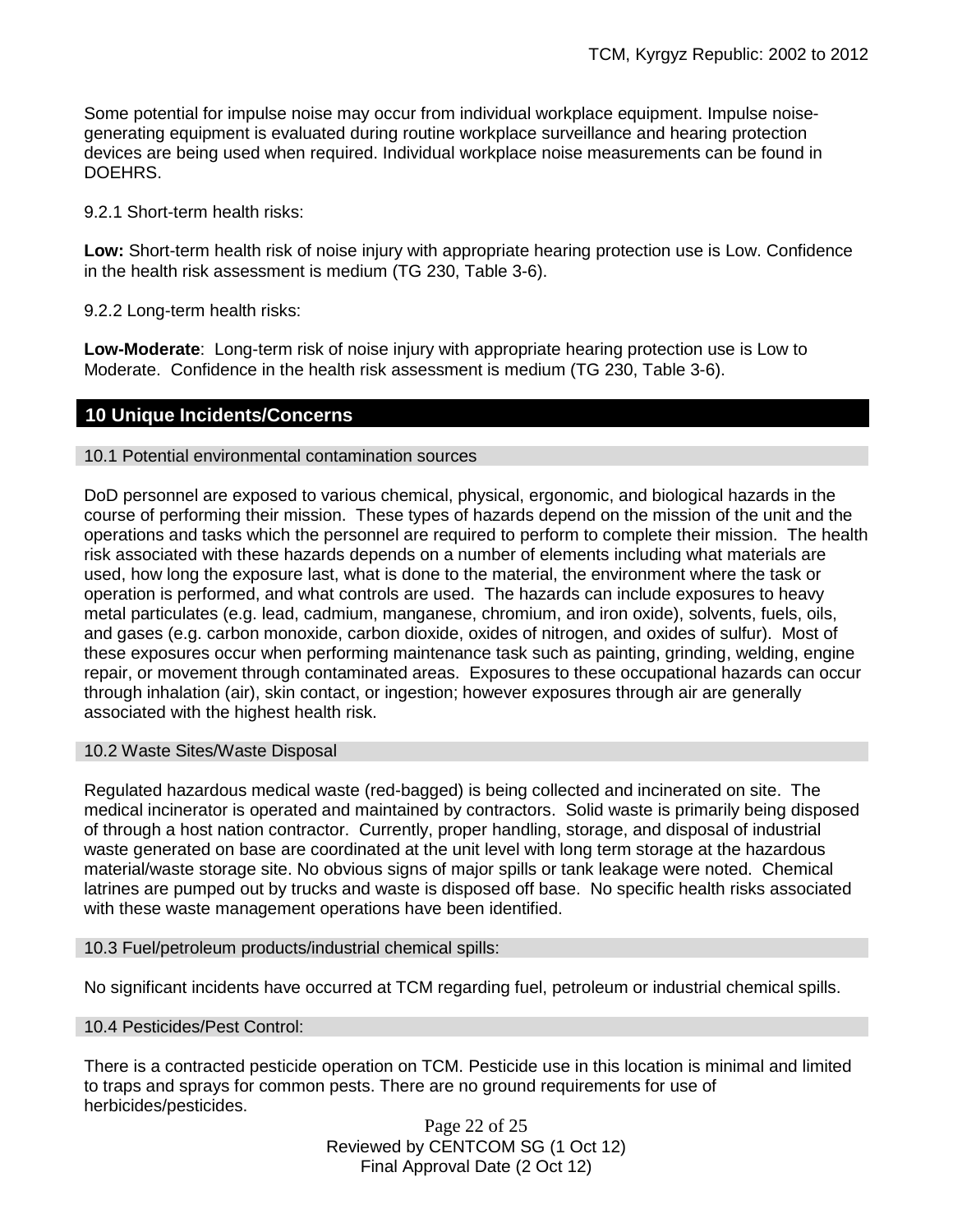Some potential for impulse noise may occur from individual workplace equipment. Impulse noise-generating equipment is evaluated during routine workplace surveillance and hearing protection devices are being used when required. Individual workplace noise measurements can be found in DOEHRS.

9.2.1 Short-term health risks:

**Low:** Short-term health risk of noise injury with appropriate hearing protection use is Low. Confidence in the health risk assessment is medium (TG 230, Table 3-6).

9.2.2 Long-term health risks:

**Low-Moderate**: Long-term risk of noise injury with appropriate hearing protection use is Low to Moderate. Confidence in the health risk assessment is medium (TG 230, Table 3-6).

## 10 Unique Incidents/Concerns

### 10.1 Potential environmental contamination sources

DoD personnel are exposed to various chemical, physical, ergonomic, and biological hazards in the course of performing their mission. These types of hazards depend on the mission of the unit and the operations and tasks which the personnel are required to perform to complete their mission. The health risk associated with these hazards depends on a number of elements including what materials are used, how long the exposure last, what is done to the material, the environment where the task or operation is performed, and what controls are used. The hazards can include exposures to heavy metal particulates (e.g. lead, cadmium, manganese, chromium, and iron oxide), solvents, fuels, oils, and gases (e.g. carbon monoxide, carbon dioxide, oxides of nitrogen, and oxides of sulfur). Most of these exposures occur when performing maintenance task such as painting, grinding, welding, engine repair, or movement through contaminated areas. Exposures to these occupational hazards can occur through inhalation (air), skin contact, or ingestion; however exposures through air are generally associated with the highest health risk.

### 10.2 Waste Sites/Waste Disposal

Regulated hazardous medical waste (red-bagged) is being collected and incinerated on site. The medical incinerator is operated and maintained by contractors. Solid waste is primarily being disposed of through a host nation contractor. Currently, proper handling, storage, and disposal of industrial waste generated on base are coordinated at the unit level with long term storage at the hazardous material/waste storage site. No obvious signs of major spills or tank leakage were noted. Chemical latrines are pumped out by trucks and waste is disposed off base. No specific health risks associated with these waste management operations have been identified.

### 10.3 Fuel/petroleum products/industrial chemical spills:

No significant incidents have occurred at TCM regarding fuel, petroleum or industrial chemical spills.

### 10.4 Pesticides/Pest Control:

There is a contracted pesticide operation on TCM. Pesticide use in this location is minimal and limited to traps and sprays for common pests. There are no ground requirements for use of herbicides/pesticides.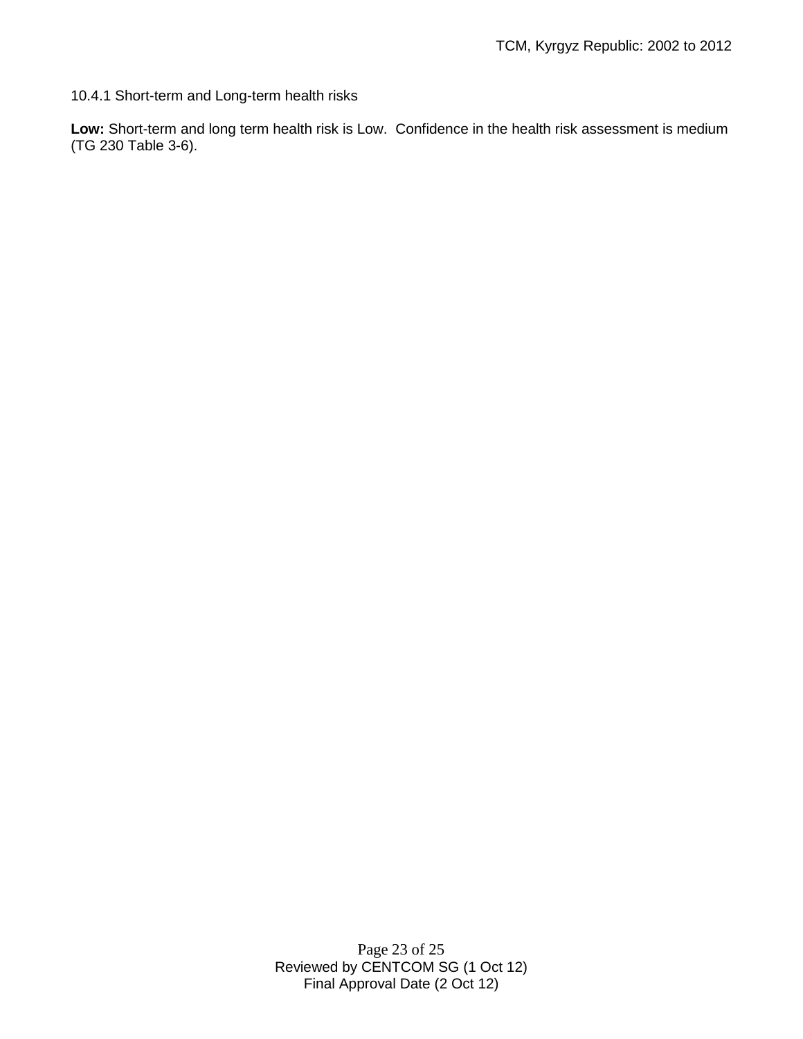#### 10.4.1 Short-term and Long-term health risks

**Low:** Short-term and long term health risk is Low.  Confidence in the health risk assessment is medium (TG 230 Table 3-6).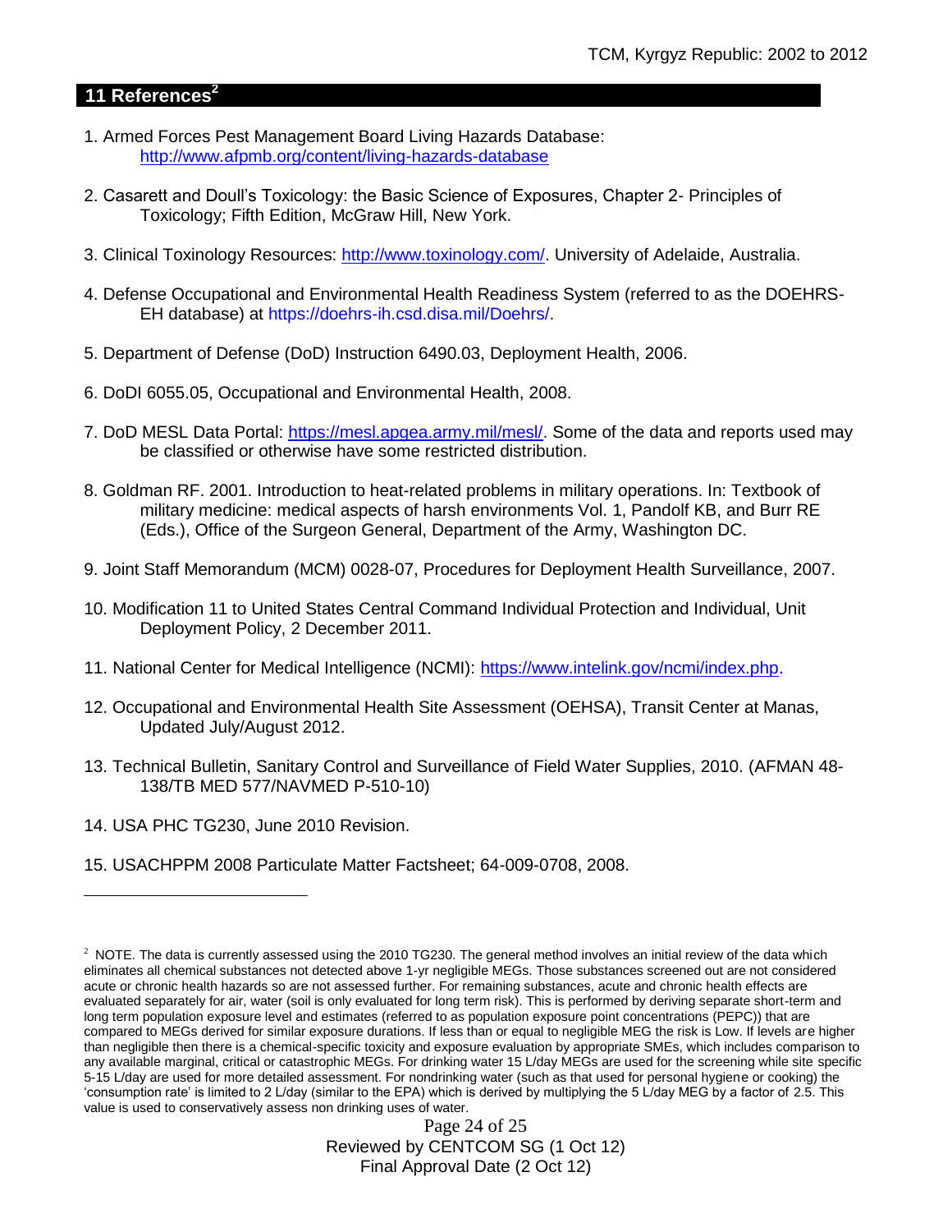## 11 References[2]

1. Armed Forces Pest Management Board Living Hazards Database: http://www.afpmb.org/content/living-hazards-database

2. Casarett and Doull's Toxicology: the Basic Science of Exposures, Chapter 2- Principles of Toxicology; Fifth Edition, McGraw Hill, New York.

3. Clinical Toxinology Resources: http://www.toxinology.com/. University of Adelaide, Australia.

4. Defense Occupational and Environmental Health Readiness System (referred to as the DOEHRS-EH database) at https://doehrs-ih.csd.disa.mil/Doehrs/.

5. Department of Defense (DoD) Instruction 6490.03, Deployment Health, 2006.

6. DoDI 6055.05, Occupational and Environmental Health, 2008.

7. DoD MESL Data Portal: https://mesl.apgea.army.mil/mesl/. Some of the data and reports used may be classified or otherwise have some restricted distribution.

8. Goldman RF. 2001. Introduction to heat-related problems in military operations. In: Textbook of military medicine: medical aspects of harsh environments Vol. 1, Pandolf KB, and Burr RE (Eds.), Office of the Surgeon General, Department of the Army, Washington DC.

9. Joint Staff Memorandum (MCM) 0028-07, Procedures for Deployment Health Surveillance, 2007.

10. Modification 11 to United States Central Command Individual Protection and Individual, Unit Deployment Policy, 2 December 2011.

11. National Center for Medical Intelligence (NCMI): https://www.intelink.gov/ncmi/index.php.

12. Occupational and Environmental Health Site Assessment (OEHSA), Transit Center at Manas, Updated July/August 2012.

13. Technical Bulletin, Sanitary Control and Surveillance of Field Water Supplies, 2010. (AFMAN 48-138/TB MED 577/NAVMED P-510-10)

14. USA PHC TG230, June 2010 Revision.

15. USACHPPM 2008 Particulate Matter Factsheet; 64-009-0708, 2008.

---

[2] NOTE. The data is currently assessed using the 2010 TG230. The general method involves an initial review of the data which eliminates all chemical substances not detected above 1-yr negligible MEGs. Those substances screened out are not considered acute or chronic health hazards so are not assessed further. For remaining substances, acute and chronic health effects are evaluated separately for air, water (soil is only evaluated for long term risk). This is performed by deriving separate short-term and long term population exposure level and estimates (referred to as population exposure point concentrations (PEPC)) that are compared to MEGs derived for similar exposure durations. If less than or equal to negligible MEG the risk is Low. If levels are higher than negligible then there is a chemical-specific toxicity and exposure evaluation by appropriate SMEs, which includes comparison to any available marginal, critical or catastrophic MEGs. For drinking water 15 L/day MEGs are used for the screening while site specific 5-15 L/day are used for more detailed assessment. For nondrinking water (such as that used for personal hygiene or cooking) the 'consumption rate' is limited to 2 L/day (similar to the EPA) which is derived by multiplying the 5 L/day MEG by a factor of 2.5. This value is used to conservatively assess non drinking uses of water.

Reviewed by CENTCOM SG (1 Oct 12)
Final Approval Date (2 Oct 12)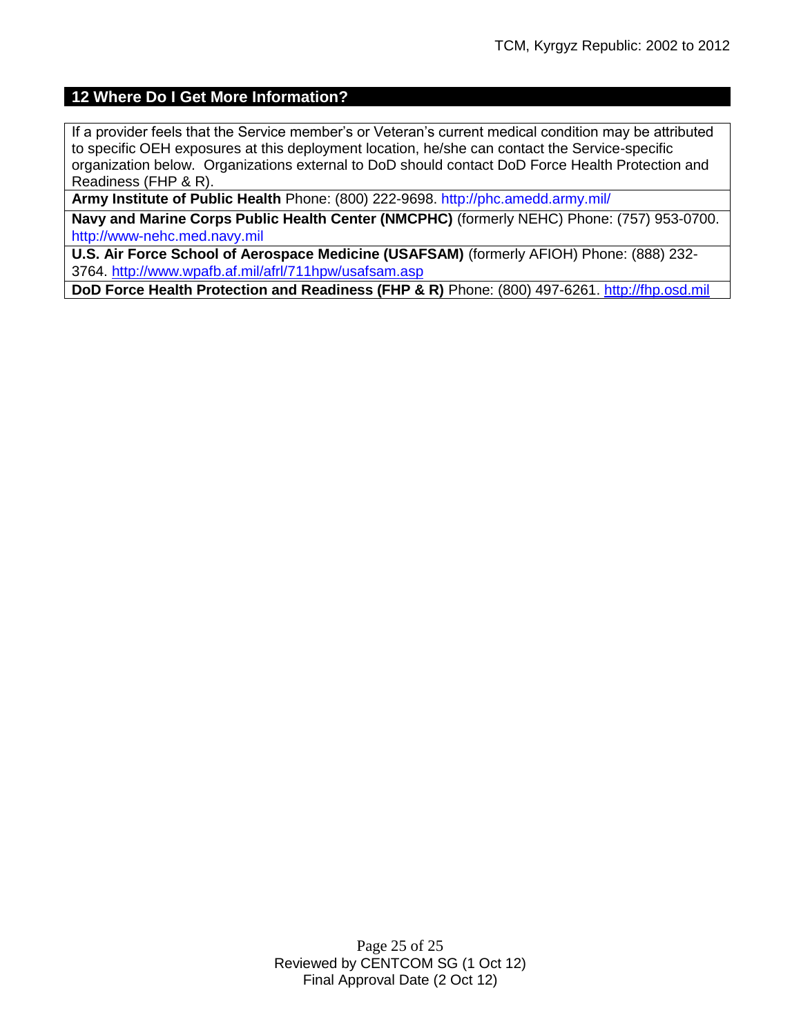## 12 Where Do I Get More Information?

If a provider feels that the Service member's or Veteran's current medical condition may be attributed to specific OEH exposures at this deployment location, he/she can contact the Service-specific organization below. Organizations external to DoD should contact DoD Force Health Protection and Readiness (FHP & R).

**Army Institute of Public Health** Phone: (800) 222-9698. http://phc.amedd.army.mil/

**Navy and Marine Corps Public Health Center (NMCPHC)** (formerly NEHC) Phone: (757) 953-0700. http://www-nehc.med.navy.mil

**U.S. Air Force School of Aerospace Medicine (USAFSAM)** (formerly AFIOH) Phone: (888) 232-3764. http://www.wpafb.af.mil/afrl/711hpw/usafsam.asp

**DoD Force Health Protection and Readiness (FHP & R)** Phone: (800) 497-6261. http://fhp.osd.mil

Reviewed by CENTCOM SG (1 Oct 12)
Final Approval Date (2 Oct 12)